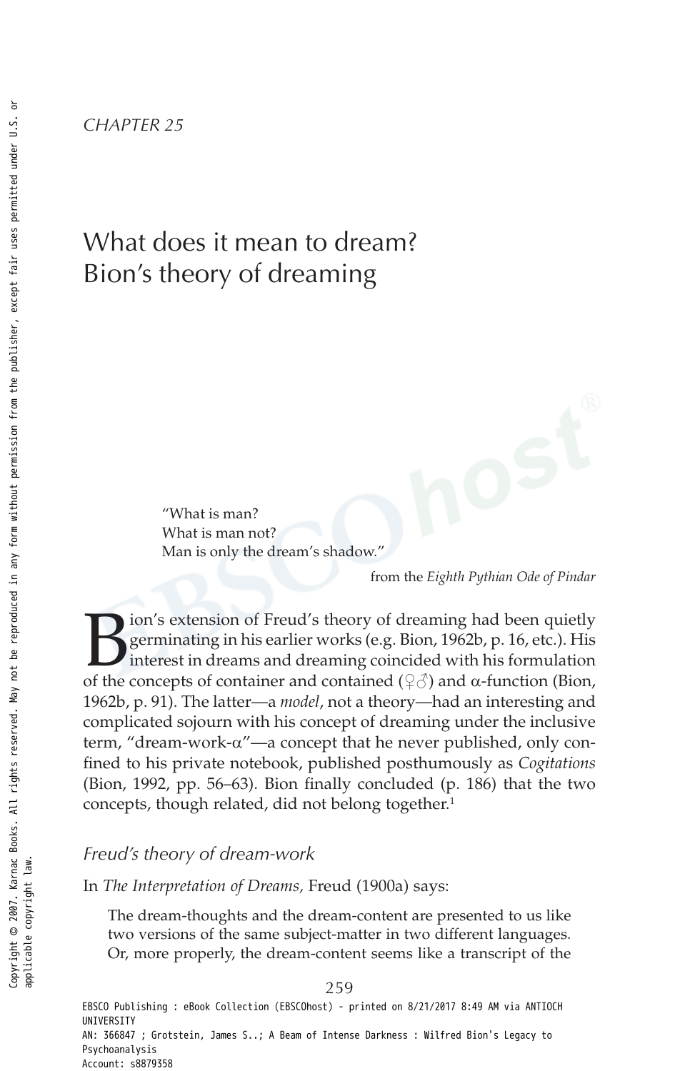*CHAPTER 25*

# What does it mean to dream? Bion's theory of dreaming

> "What is man?
> What is man not?
> Man is only the dream's shadow."
>
> from the *Eighth Pythian Ode of Pindar*

Bion's extension of Freud's theory of dreaming had been quietly germinating in his earlier works (e.g. Bion, 1962b, p. 16, etc.). His interest in dreams and dreaming coincided with his formulation of the concepts of container and contained (♀♂) and α-function (Bion, 1962b, p. 91). The latter—a *model*, not a theory—had an interesting and complicated sojourn with his concept of dreaming under the inclusive term, "dream-work-α"—a concept that he never published, only confined to his private notebook, published posthumously as *Cogitations* (Bion, 1992, pp. 56–63). Bion finally concluded (p. 186) that the two concepts, though related, did not belong together.[1]

## *Freud's theory of dream-work*

In *The Interpretation of Dreams,* Freud (1900a) says:

> The dream-thoughts and the dream-content are presented to us like two versions of the same subject-matter in two different languages. Or, more properly, the dream-content seems like a transcript of the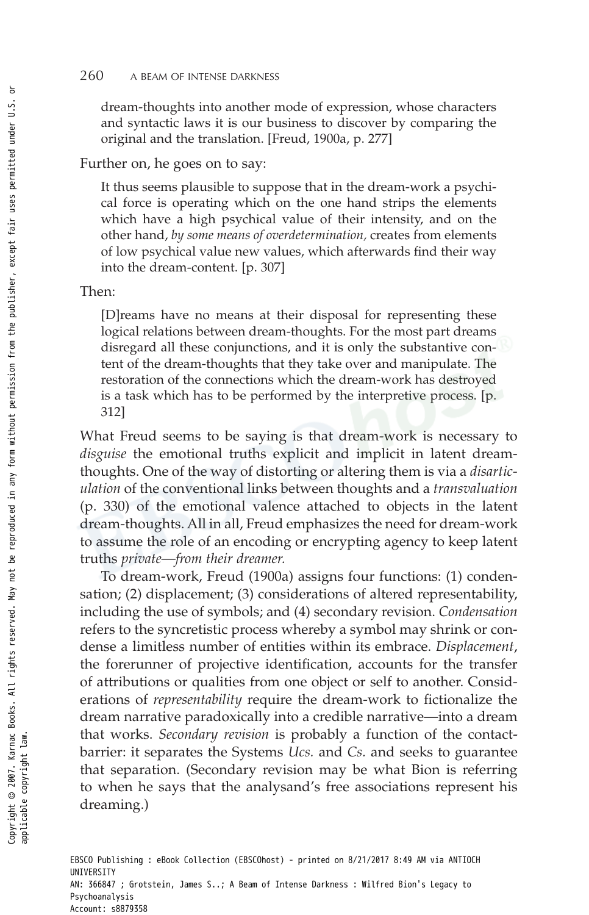> dream-thoughts into another mode of expression, whose characters and syntactic laws it is our business to discover by comparing the original and the translation. [Freud, 1900a, p. 277]

Further on, he goes on to say:

> It thus seems plausible to suppose that in the dream-work a psychical force is operating which on the one hand strips the elements which have a high psychical value of their intensity, and on the other hand, *by some means of overdetermination,* creates from elements of low psychical value new values, which afterwards find their way into the dream-content. [p. 307]

Then:

> [D]reams have no means at their disposal for representing these logical relations between dream-thoughts. For the most part dreams disregard all these conjunctions, and it is only the substantive content of the dream-thoughts that they take over and manipulate. The restoration of the connections which the dream-work has destroyed is a task which has to be performed by the interpretive process. [p. 312]

What Freud seems to be saying is that dream-work is necessary to *disguise* the emotional truths explicit and implicit in latent dream-thoughts. One of the way of distorting or altering them is via a *disarticulation* of the conventional links between thoughts and a *transvaluation* (p. 330) of the emotional valence attached to objects in the latent dream-thoughts. All in all, Freud emphasizes the need for dream-work to assume the role of an encoding or encrypting agency to keep latent truths *private—from their dreamer.*

To dream-work, Freud (1900a) assigns four functions: (1) condensation; (2) displacement; (3) considerations of altered representability, including the use of symbols; and (4) secondary revision. *Condensation* refers to the syncretistic process whereby a symbol may shrink or condense a limitless number of entities within its embrace. *Displacement*, the forerunner of projective identification, accounts for the transfer of attributions or qualities from one object or self to another. Considerations of *representability* require the dream-work to fictionalize the dream narrative paradoxically into a credible narrative—into a dream that works. *Secondary revision* is probably a function of the contact-barrier: it separates the Systems *Ucs.* and *Cs.* and seeks to guarantee that separation. (Secondary revision may be what Bion is referring to when he says that the analysand's free associations represent his dreaming.)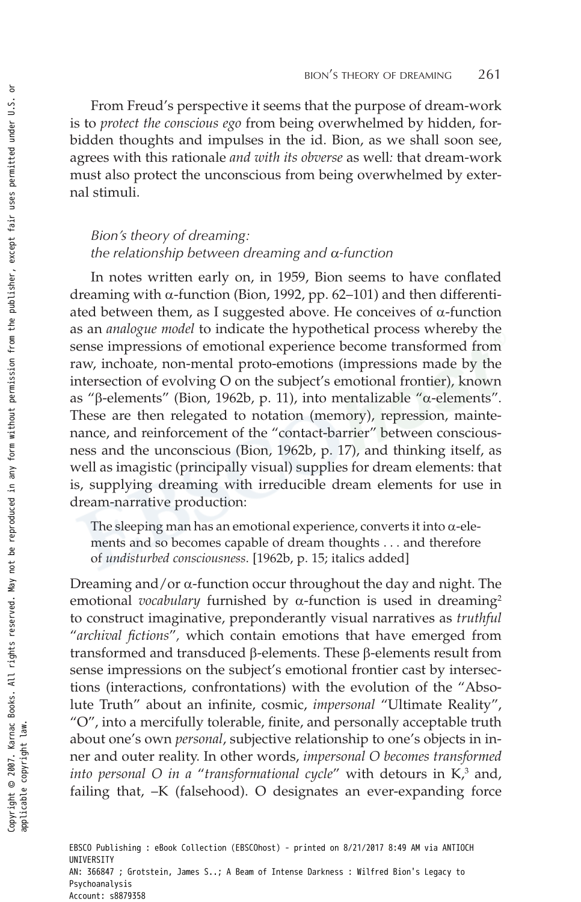From Freud's perspective it seems that the purpose of dream-work is to *protect the conscious ego* from being overwhelmed by hidden, forbidden thoughts and impulses in the id. Bion, as we shall soon see, agrees with this rationale *and with its obverse* as well: that dream-work must also protect the unconscious from being overwhelmed by external stimuli.

### *Bion's theory of dreaming: the relationship between dreaming and α-function*

In notes written early on, in 1959, Bion seems to have conflated dreaming with α-function (Bion, 1992, pp. 62–101) and then differentiated between them, as I suggested above. He conceives of α-function as an *analogue model* to indicate the hypothetical process whereby the sense impressions of emotional experience become transformed from raw, inchoate, non-mental proto-emotions (impressions made by the intersection of evolving O on the subject's emotional frontier), known as "β-elements" (Bion, 1962b, p. 11), into mentalizable "α-elements". These are then relegated to notation (memory), repression, maintenance, and reinforcement of the "contact-barrier" between consciousness and the unconscious (Bion, 1962b, p. 17), and thinking itself, as well as imagistic (principally visual) supplies for dream elements: that is, supplying dreaming with irreducible dream elements for use in dream-narrative production:

> The sleeping man has an emotional experience, converts it into α-elements and so becomes capable of dream thoughts . . . and therefore of *undisturbed consciousness*. [1962b, p. 15; italics added]

Dreaming and/or α-function occur throughout the day and night. The emotional *vocabulary* furnished by α-function is used in dreaming[2] to construct imaginative, preponderantly visual narratives as *truthful "archival fictions"*, which contain emotions that have emerged from transformed and transduced β-elements. These β-elements result from sense impressions on the subject's emotional frontier cast by intersections (interactions, confrontations) with the evolution of the "Absolute Truth" about an infinite, cosmic, *impersonal* "Ultimate Reality", "O", into a mercifully tolerable, finite, and personally acceptable truth about one's own *personal*, subjective relationship to one's objects in inner and outer reality. In other words, *impersonal O becomes transformed into personal O in a "transformational cycle"* with detours in K,[3] and, failing that, –K (falsehood). O designates an ever-expanding force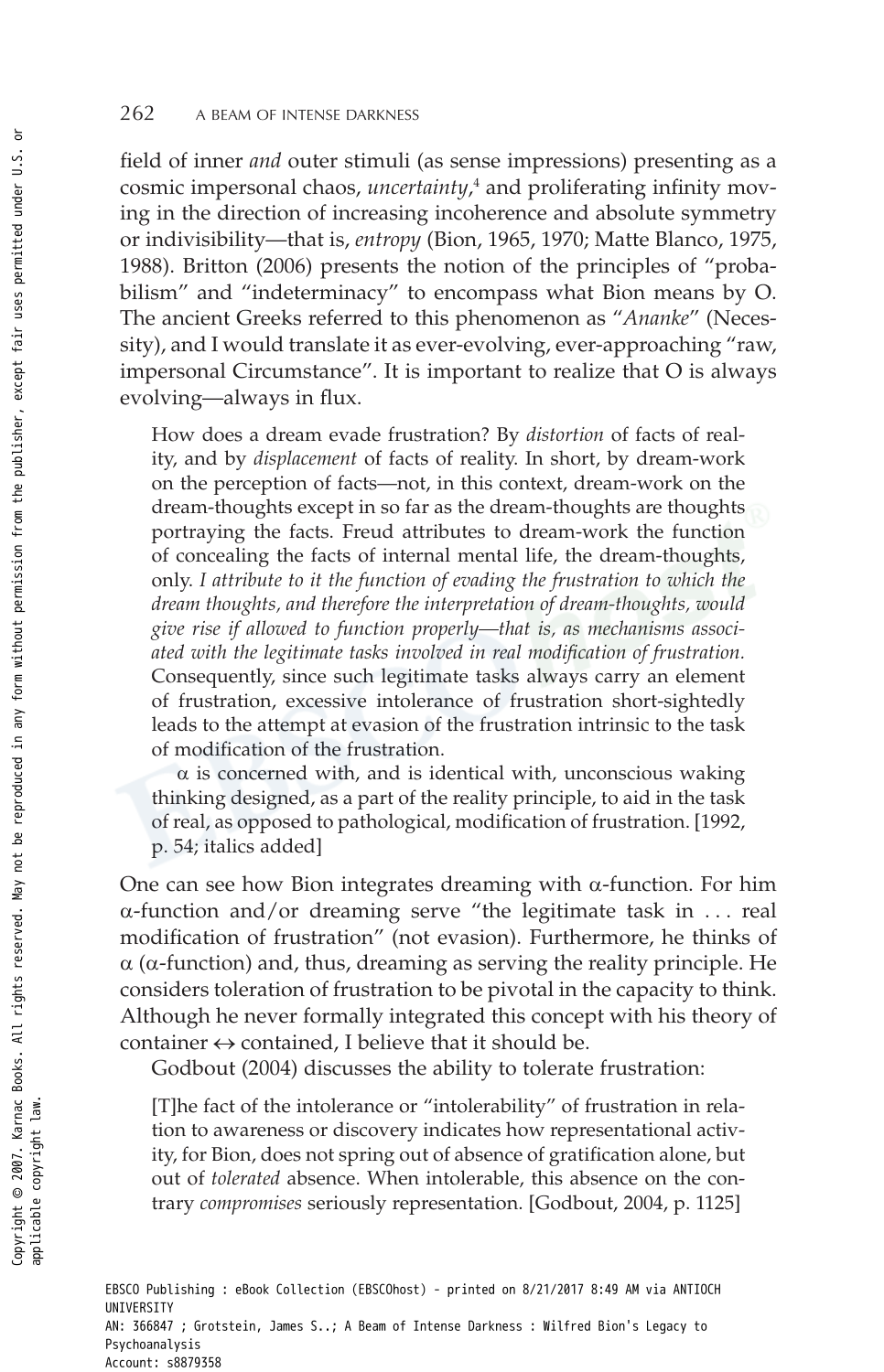field of inner *and* outer stimuli (as sense impressions) presenting as a cosmic impersonal chaos, *uncertainty*,[4] and proliferating infinity moving in the direction of increasing incoherence and absolute symmetry or indivisibility—that is, *entropy* (Bion, 1965, 1970; Matte Blanco, 1975, 1988). Britton (2006) presents the notion of the principles of "probabilism" and "indeterminacy" to encompass what Bion means by O. The ancient Greeks referred to this phenomenon as "*Ananke*" (Necessity), and I would translate it as ever-evolving, ever-approaching "raw, impersonal Circumstance". It is important to realize that O is always evolving—always in flux.

> How does a dream evade frustration? By *distortion* of facts of reality, and by *displacement* of facts of reality. In short, by dream-work on the perception of facts—not, in this context, dream-work on the dream-thoughts except in so far as the dream-thoughts are thoughts portraying the facts. Freud attributes to dream-work the function of concealing the facts of internal mental life, the dream-thoughts, only. *I attribute to it the function of evading the frustration to which the dream thoughts, and therefore the interpretation of dream-thoughts, would give rise if allowed to function properly—that is, as mechanisms associated with the legitimate tasks involved in real modification of frustration.* Consequently, since such legitimate tasks always carry an element of frustration, excessive intolerance of frustration short-sightedly leads to the attempt at evasion of the frustration intrinsic to the task of modification of the frustration.
>
> $\alpha$ is concerned with, and is identical with, unconscious waking thinking designed, as a part of the reality principle, to aid in the task of real, as opposed to pathological, modification of frustration. [1992, p. 54; italics added]

One can see how Bion integrates dreaming with $\alpha$-function. For him $\alpha$-function and/or dreaming serve "the legitimate task in . . . real modification of frustration" (not evasion). Furthermore, he thinks of $\alpha$ ($\alpha$-function) and, thus, dreaming as serving the reality principle. He considers toleration of frustration to be pivotal in the capacity to think. Although he never formally integrated this concept with his theory of container $\leftrightarrow$ contained, I believe that it should be.

Godbout (2004) discusses the ability to tolerate frustration:

> [T]he fact of the intolerance or "intolerability" of frustration in relation to awareness or discovery indicates how representational activity, for Bion, does not spring out of absence of gratification alone, but out of *tolerated* absence. When intolerable, this absence on the contrary *compromises* seriously representation. [Godbout, 2004, p. 1125]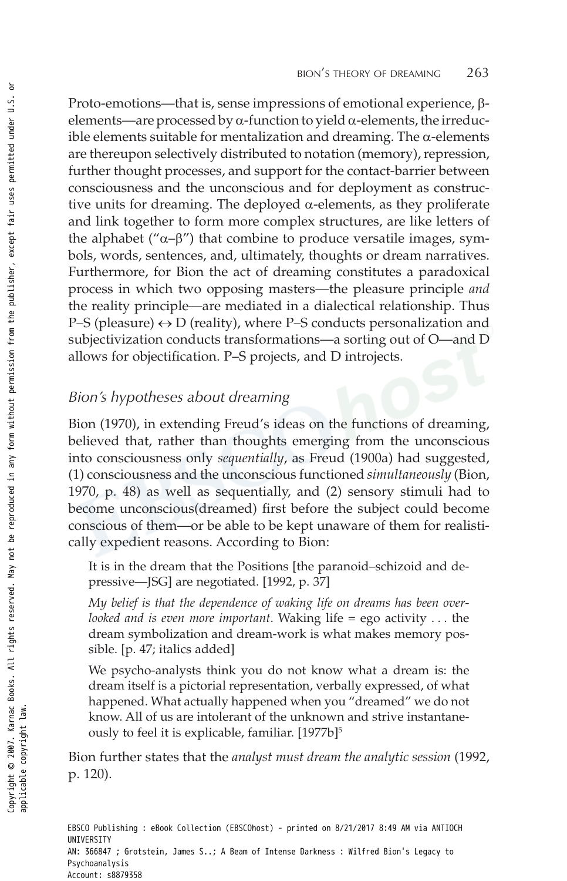Proto-emotions—that is, sense impressions of emotional experience, β-elements—are processed by α-function to yield α-elements, the irreducible elements suitable for mentalization and dreaming. The α-elements are thereupon selectively distributed to notation (memory), repression, further thought processes, and support for the contact-barrier between consciousness and the unconscious and for deployment as constructive units for dreaming. The deployed α-elements, as they proliferate and link together to form more complex structures, are like letters of the alphabet ("α–β") that combine to produce versatile images, symbols, words, sentences, and, ultimately, thoughts or dream narratives. Furthermore, for Bion the act of dreaming constitutes a paradoxical process in which two opposing masters—the pleasure principle *and* the reality principle—are mediated in a dialectical relationship. Thus P–S (pleasure) ↔ D (reality), where P–S conducts personalization and subjectivization conducts transformations—a sorting out of O—and D allows for objectification. P–S projects, and D introjects.

### *Bion's hypotheses about dreaming*

Bion (1970), in extending Freud's ideas on the functions of dreaming, believed that, rather than thoughts emerging from the unconscious into consciousness only *sequentially*, as Freud (1900a) had suggested, (1) consciousness and the unconscious functioned *simultaneously* (Bion, 1970, p. 48) as well as sequentially, and (2) sensory stimuli had to become unconscious(dreamed) first before the subject could become conscious of them—or be able to be kept unaware of them for realistically expedient reasons. According to Bion:

> It is in the dream that the Positions [the paranoid–schizoid and depressive—JSG] are negotiated. [1992, p. 37]
>
> *My belief is that the dependence of waking life on dreams has been overlooked and is even more important*. Waking life = ego activity . . . the dream symbolization and dream-work is what makes memory possible. [p. 47; italics added]
>
> We psycho-analysts think you do not know what a dream is: the dream itself is a pictorial representation, verbally expressed, of what happened. What actually happened when you "dreamed" we do not know. All of us are intolerant of the unknown and strive instantaneously to feel it is explicable, familiar. [1977b][5]

Bion further states that the *analyst must dream the analytic session* (1992, p. 120).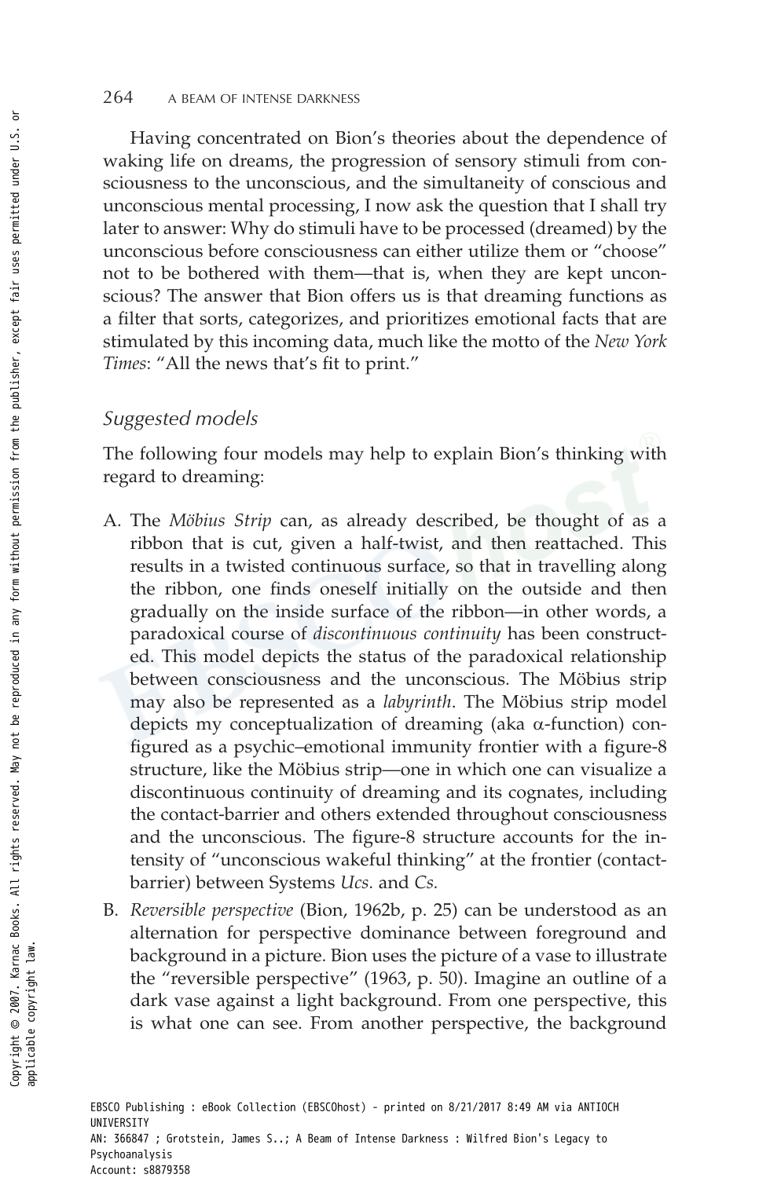Having concentrated on Bion's theories about the dependence of waking life on dreams, the progression of sensory stimuli from consciousness to the unconscious, and the simultaneity of conscious and unconscious mental processing, I now ask the question that I shall try later to answer: Why do stimuli have to be processed (dreamed) by the unconscious before consciousness can either utilize them or "choose" not to be bothered with them—that is, when they are kept unconscious? The answer that Bion offers us is that dreaming functions as a filter that sorts, categorizes, and prioritizes emotional facts that are stimulated by this incoming data, much like the motto of the *New York Times*: "All the news that's fit to print."

### *Suggested models*

The following four models may help to explain Bion's thinking with regard to dreaming:

A. The *Möbius Strip* can, as already described, be thought of as a ribbon that is cut, given a half-twist, and then reattached. This results in a twisted continuous surface, so that in travelling along the ribbon, one finds oneself initially on the outside and then gradually on the inside surface of the ribbon—in other words, a paradoxical course of *discontinuous continuity* has been constructed. This model depicts the status of the paradoxical relationship between consciousness and the unconscious. The Möbius strip may also be represented as a *labyrinth*. The Möbius strip model depicts my conceptualization of dreaming (aka $\alpha$-function) configured as a psychic–emotional immunity frontier with a figure-8 structure, like the Möbius strip—one in which one can visualize a discontinuous continuity of dreaming and its cognates, including the contact-barrier and others extended throughout consciousness and the unconscious. The figure-8 structure accounts for the intensity of "unconscious wakeful thinking" at the frontier (contact-barrier) between Systems *Ucs.* and *Cs.*

B. *Reversible perspective* (Bion, 1962b, p. 25) can be understood as an alternation for perspective dominance between foreground and background in a picture. Bion uses the picture of a vase to illustrate the "reversible perspective" (1963, p. 50). Imagine an outline of a dark vase against a light background. From one perspective, this is what one can see. From another perspective, the background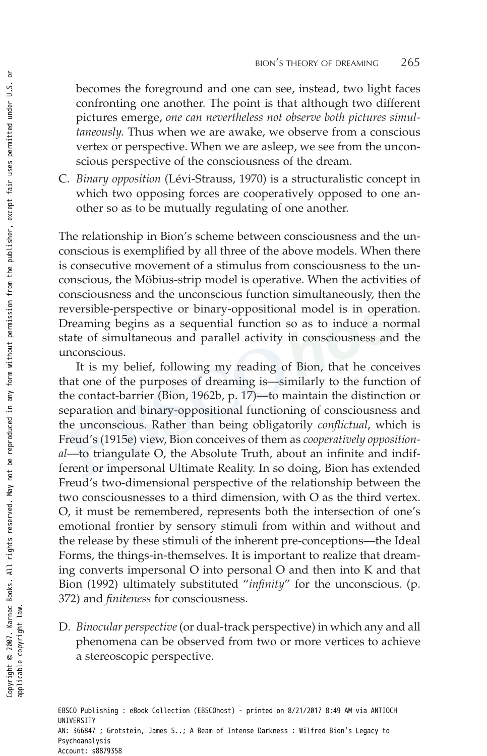becomes the foreground and one can see, instead, two light faces confronting one another. The point is that although two different pictures emerge, *one can nevertheless not observe both pictures simultaneously.* Thus when we are awake, we observe from a conscious vertex or perspective. When we are asleep, we see from the unconscious perspective of the consciousness of the dream.

C. *Binary opposition* (Lévi-Strauss, 1970) is a structuralistic concept in which two opposing forces are cooperatively opposed to one another so as to be mutually regulating of one another.

The relationship in Bion's scheme between consciousness and the unconscious is exemplified by all three of the above models. When there is consecutive movement of a stimulus from consciousness to the unconscious, the Möbius-strip model is operative. When the activities of consciousness and the unconscious function simultaneously, then the reversible-perspective or binary-oppositional model is in operation. Dreaming begins as a sequential function so as to induce a normal state of simultaneous and parallel activity in consciousness and the unconscious.

It is my belief, following my reading of Bion, that he conceives that one of the purposes of dreaming is—similarly to the function of the contact-barrier (Bion, 1962b, p. 17)—to maintain the distinction or separation and binary-oppositional functioning of consciousness and the unconscious. Rather than being obligatorily *conflictual*, which is Freud's (1915e) view, Bion conceives of them as *cooperatively oppositional*—to triangulate O, the Absolute Truth, about an infinite and indifferent or impersonal Ultimate Reality. In so doing, Bion has extended Freud's two-dimensional perspective of the relationship between the two consciousnesses to a third dimension, with O as the third vertex. O, it must be remembered, represents both the intersection of one's emotional frontier by sensory stimuli from within and without and the release by these stimuli of the inherent pre-conceptions—the Ideal Forms, the things-in-themselves. It is important to realize that dreaming converts impersonal O into personal O and then into K and that Bion (1992) ultimately substituted "*infinity*" for the unconscious. (p. 372) and *finiteness* for consciousness.

D. *Binocular perspective* (or dual-track perspective) in which any and all phenomena can be observed from two or more vertices to achieve a stereoscopic perspective.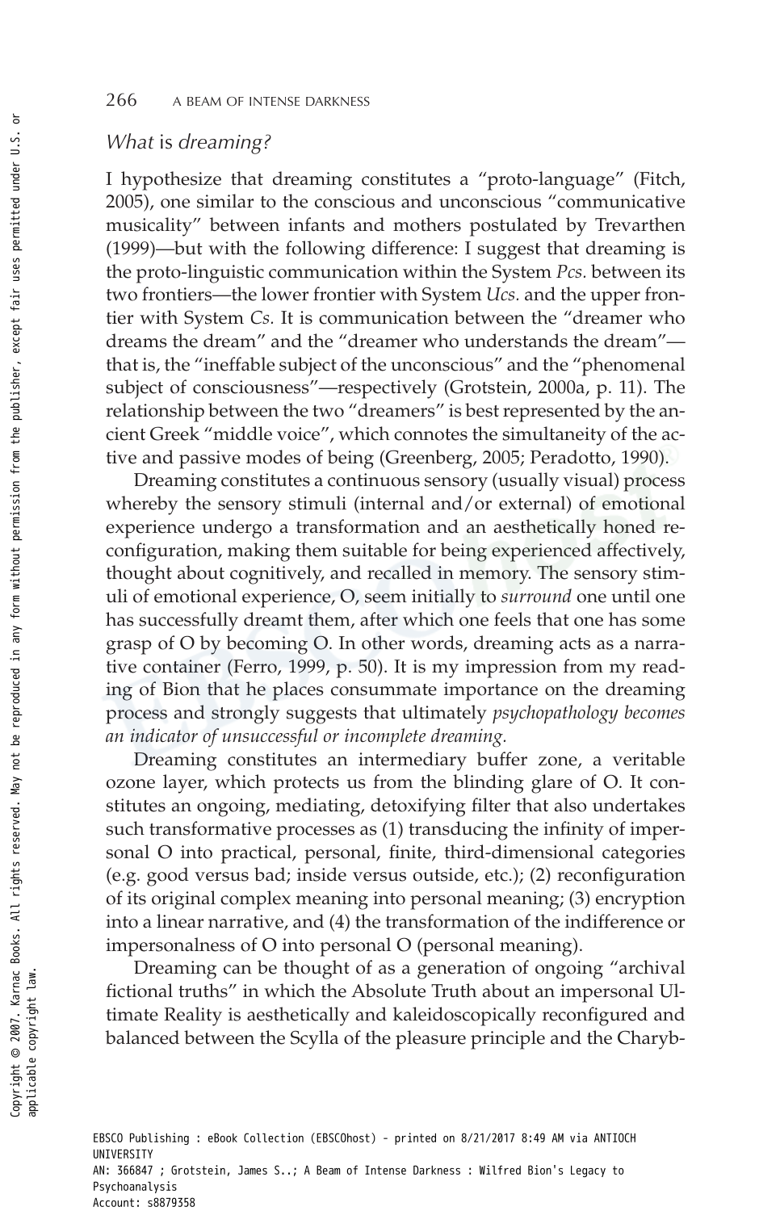### *What* is *dreaming?*

I hypothesize that dreaming constitutes a "proto-language" (Fitch, 2005), one similar to the conscious and unconscious "communicative musicality" between infants and mothers postulated by Trevarthen (1999)—but with the following difference: I suggest that dreaming is the proto-linguistic communication within the System *Pcs.* between its two frontiers—the lower frontier with System *Ucs.* and the upper frontier with System *Cs.* It is communication between the "dreamer who dreams the dream" and the "dreamer who understands the dream"—that is, the "ineffable subject of the unconscious" and the "phenomenal subject of consciousness"—respectively (Grotstein, 2000a, p. 11). The relationship between the two "dreamers" is best represented by the ancient Greek "middle voice", which connotes the simultaneity of the active and passive modes of being (Greenberg, 2005; Peradotto, 1990).

Dreaming constitutes a continuous sensory (usually visual) process whereby the sensory stimuli (internal and/or external) of emotional experience undergo a transformation and an aesthetically honed reconfiguration, making them suitable for being experienced affectively, thought about cognitively, and recalled in memory. The sensory stimuli of emotional experience, O, seem initially to *surround* one until one has successfully dreamt them, after which one feels that one has some grasp of O by becoming O. In other words, dreaming acts as a narrative container (Ferro, 1999, p. 50). It is my impression from my reading of Bion that he places consummate importance on the dreaming process and strongly suggests that ultimately *psychopathology becomes an indicator of unsuccessful or incomplete dreaming.*

Dreaming constitutes an intermediary buffer zone, a veritable ozone layer, which protects us from the blinding glare of O. It constitutes an ongoing, mediating, detoxifying filter that also undertakes such transformative processes as (1) transducing the infinity of impersonal O into practical, personal, finite, third-dimensional categories (e.g. good versus bad; inside versus outside, etc.); (2) reconfiguration of its original complex meaning into personal meaning; (3) encryption into a linear narrative, and (4) the transformation of the indifference or impersonalness of O into personal O (personal meaning).

Dreaming can be thought of as a generation of ongoing "archival fictional truths" in which the Absolute Truth about an impersonal Ultimate Reality is aesthetically and kaleidoscopically reconfigured and balanced between the Scylla of the pleasure principle and the Charyb-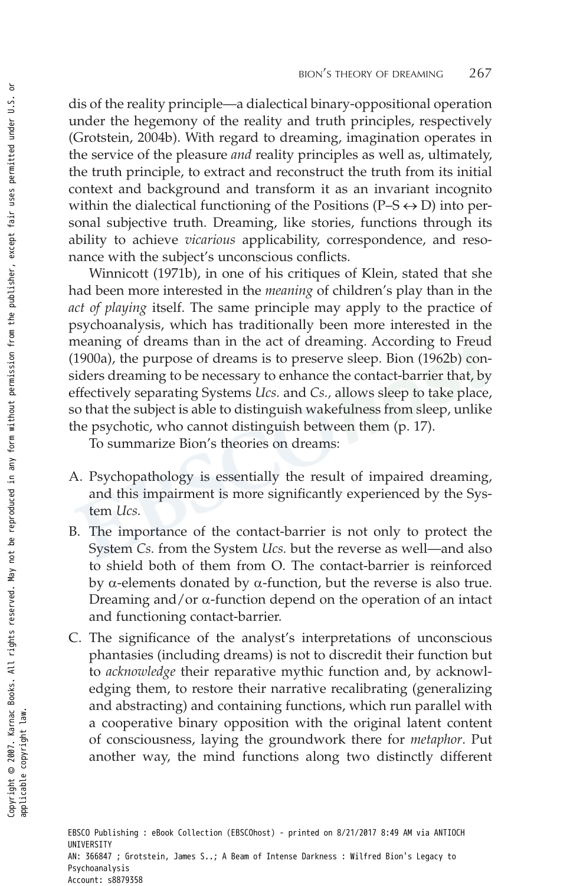dis of the reality principle—a dialectical binary-oppositional operation under the hegemony of the reality and truth principles, respectively (Grotstein, 2004b). With regard to dreaming, imagination operates in the service of the pleasure *and* reality principles as well as, ultimately, the truth principle, to extract and reconstruct the truth from its initial context and background and transform it as an invariant incognito within the dialectical functioning of the Positions (P–S ↔ D) into personal subjective truth. Dreaming, like stories, functions through its ability to achieve *vicarious* applicability, correspondence, and resonance with the subject's unconscious conflicts.

Winnicott (1971b), in one of his critiques of Klein, stated that she had been more interested in the *meaning* of children's play than in the *act of playing* itself. The same principle may apply to the practice of psychoanalysis, which has traditionally been more interested in the meaning of dreams than in the act of dreaming. According to Freud (1900a), the purpose of dreams is to preserve sleep. Bion (1962b) considers dreaming to be necessary to enhance the contact-barrier that, by effectively separating Systems *Ucs.* and *Cs.*, allows sleep to take place, so that the subject is able to distinguish wakefulness from sleep, unlike the psychotic, who cannot distinguish between them (p. 17).

To summarize Bion's theories on dreams:

A. Psychopathology is essentially the result of impaired dreaming, and this impairment is more significantly experienced by the System *Ucs.*

B. The importance of the contact-barrier is not only to protect the System *Cs.* from the System *Ucs.* but the reverse as well—and also to shield both of them from O. The contact-barrier is reinforced by α-elements donated by α-function, but the reverse is also true. Dreaming and/or α-function depend on the operation of an intact and functioning contact-barrier.

C. The significance of the analyst's interpretations of unconscious phantasies (including dreams) is not to discredit their function but to *acknowledge* their reparative mythic function and, by acknowledging them, to restore their narrative recalibrating (generalizing and abstracting) and containing functions, which run parallel with a cooperative binary opposition with the original latent content of consciousness, laying the groundwork there for *metaphor*. Put another way, the mind functions along two distinctly different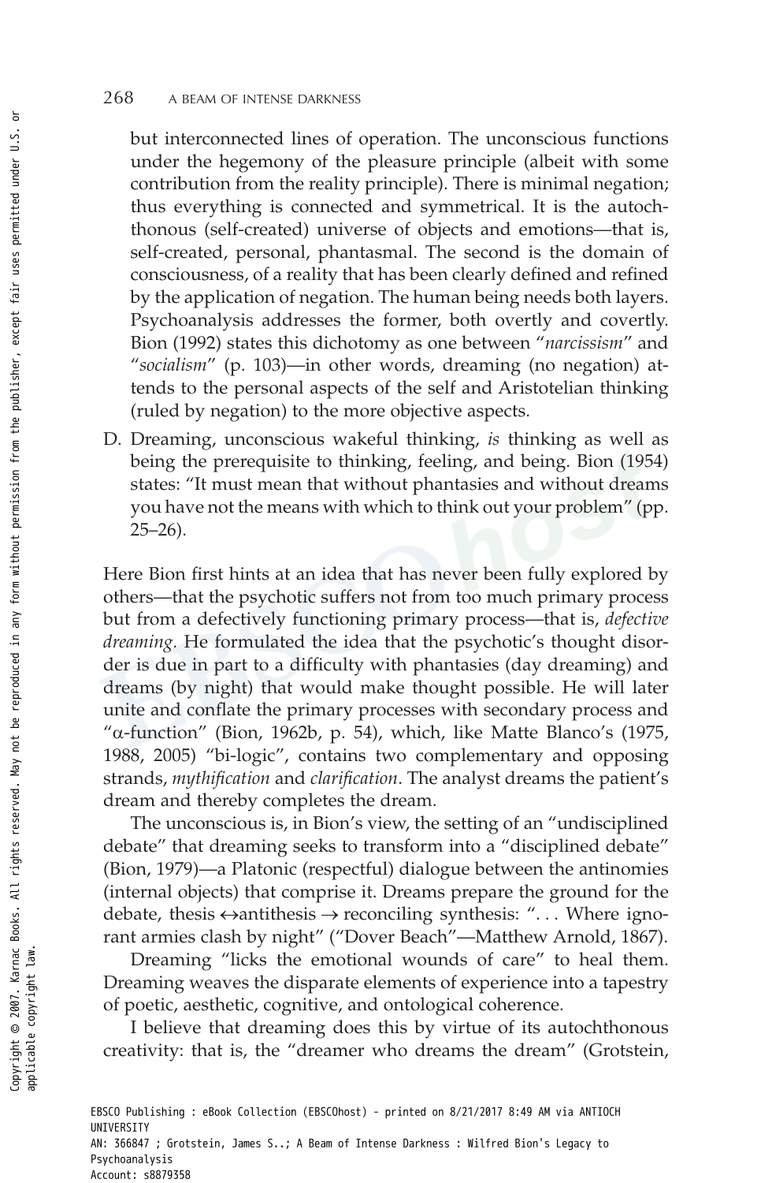but interconnected lines of operation. The unconscious functions under the hegemony of the pleasure principle (albeit with some contribution from the reality principle). There is minimal negation; thus everything is connected and symmetrical. It is the autochthonous (self-created) universe of objects and emotions—that is, self-created, personal, phantasmal. The second is the domain of consciousness, of a reality that has been clearly defined and refined by the application of negation. The human being needs both layers. Psychoanalysis addresses the former, both overtly and covertly. Bion (1992) states this dichotomy as one between "*narcissism*" and "*socialism*" (p. 103)—in other words, dreaming (no negation) attends to the personal aspects of the self and Aristotelian thinking (ruled by negation) to the more objective aspects.

D. Dreaming, unconscious wakeful thinking, *is* thinking as well as being the prerequisite to thinking, feeling, and being. Bion (1954) states: "It must mean that without phantasies and without dreams you have not the means with which to think out your problem" (pp. 25–26).

Here Bion first hints at an idea that has never been fully explored by others—that the psychotic suffers not from too much primary process but from a defectively functioning primary process—that is, *defective dreaming*. He formulated the idea that the psychotic's thought disorder is due in part to a difficulty with phantasies (day dreaming) and dreams (by night) that would make thought possible. He will later unite and conflate the primary processes with secondary process and "α-function" (Bion, 1962b, p. 54), which, like Matte Blanco's (1975, 1988, 2005) "bi-logic", contains two complementary and opposing strands, *mythification* and *clarification*. The analyst dreams the patient's dream and thereby completes the dream.

The unconscious is, in Bion's view, the setting of an "undisciplined debate" that dreaming seeks to transform into a "disciplined debate" (Bion, 1979)—a Platonic (respectful) dialogue between the antinomies (internal objects) that comprise it. Dreams prepare the ground for the debate, thesis ↔antithesis → reconciling synthesis: ". . . Where ignorant armies clash by night" ("Dover Beach"—Matthew Arnold, 1867).

Dreaming "licks the emotional wounds of care" to heal them. Dreaming weaves the disparate elements of experience into a tapestry of poetic, aesthetic, cognitive, and ontological coherence.

I believe that dreaming does this by virtue of its autochthonous creativity: that is, the "dreamer who dreams the dream" (Grotstein,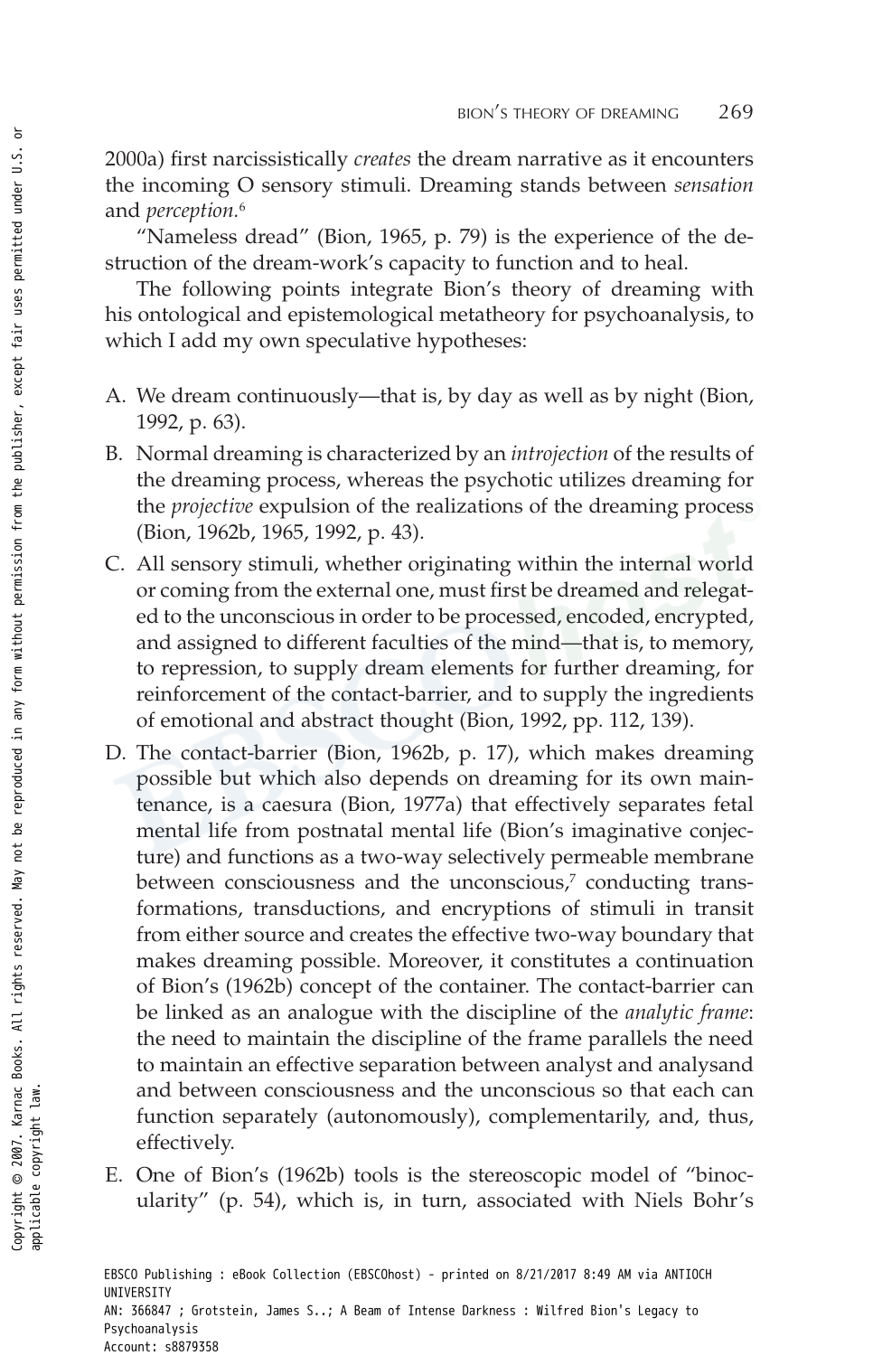2000a) first narcissistically *creates* the dream narrative as it encounters the incoming O sensory stimuli. Dreaming stands between *sensation* and *perception.*[6]

"Nameless dread" (Bion, 1965, p. 79) is the experience of the destruction of the dream-work's capacity to function and to heal.

The following points integrate Bion's theory of dreaming with his ontological and epistemological metatheory for psychoanalysis, to which I add my own speculative hypotheses:

A. We dream continuously—that is, by day as well as by night (Bion, 1992, p. 63).

B. Normal dreaming is characterized by an *introjection* of the results of the dreaming process, whereas the psychotic utilizes dreaming for the *projective* expulsion of the realizations of the dreaming process (Bion, 1962b, 1965, 1992, p. 43).

C. All sensory stimuli, whether originating within the internal world or coming from the external one, must first be dreamed and relegated to the unconscious in order to be processed, encoded, encrypted, and assigned to different faculties of the mind—that is, to memory, to repression, to supply dream elements for further dreaming, for reinforcement of the contact-barrier, and to supply the ingredients of emotional and abstract thought (Bion, 1992, pp. 112, 139).

D. The contact-barrier (Bion, 1962b, p. 17), which makes dreaming possible but which also depends on dreaming for its own maintenance, is a caesura (Bion, 1977a) that effectively separates fetal mental life from postnatal mental life (Bion's imaginative conjecture) and functions as a two-way selectively permeable membrane between consciousness and the unconscious,[7] conducting transformations, transductions, and encryptions of stimuli in transit from either source and creates the effective two-way boundary that makes dreaming possible. Moreover, it constitutes a continuation of Bion's (1962b) concept of the container. The contact-barrier can be linked as an analogue with the discipline of the *analytic frame*: the need to maintain the discipline of the frame parallels the need to maintain an effective separation between analyst and analysand and between consciousness and the unconscious so that each can function separately (autonomously), complementarily, and, thus, effectively.

E. One of Bion's (1962b) tools is the stereoscopic model of "binocularity" (p. 54), which is, in turn, associated with Niels Bohr's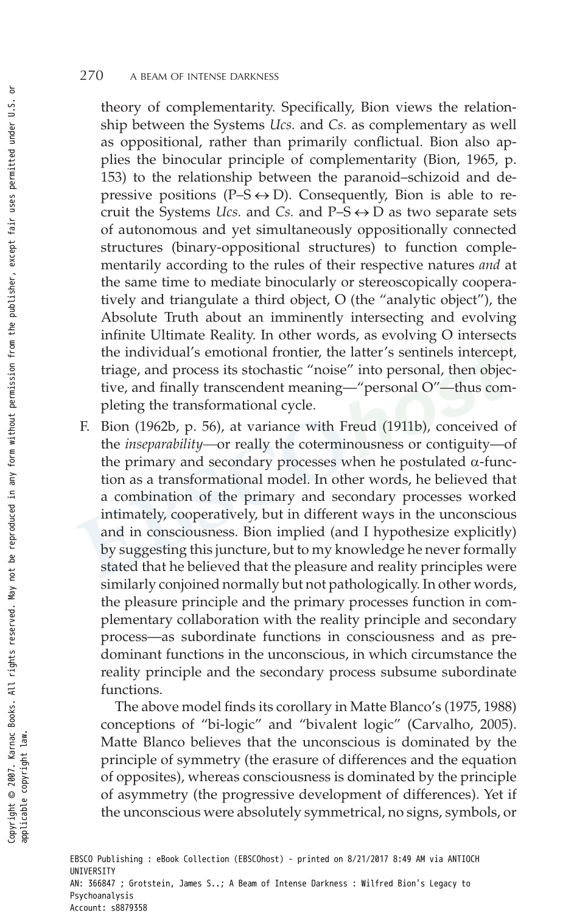theory of complementarity. Specifically, Bion views the relationship between the Systems *Ucs.* and *Cs.* as complementary as well as oppositional, rather than primarily conflictual. Bion also applies the binocular principle of complementarity (Bion, 1965, p. 153) to the relationship between the paranoid–schizoid and depressive positions (P–S ↔ D). Consequently, Bion is able to recruit the Systems *Ucs.* and *Cs.* and P–S ↔ D as two separate sets of autonomous and yet simultaneously oppositionally connected structures (binary-oppositional structures) to function complementarily according to the rules of their respective natures *and* at the same time to mediate binocularly or stereoscopically cooperatively and triangulate a third object, O (the "analytic object"), the Absolute Truth about an imminently intersecting and evolving infinite Ultimate Reality. In other words, as evolving O intersects the individual's emotional frontier, the latter's sentinels intercept, triage, and process its stochastic "noise" into personal, then objective, and finally transcendent meaning—"personal O"—thus completing the transformational cycle.

F. Bion (1962b, p. 56), at variance with Freud (1911b), conceived of the *inseparability*—or really the coterminousness or contiguity—of the primary and secondary processes when he postulated $\alpha$-function as a transformational model. In other words, he believed that a combination of the primary and secondary processes worked intimately, cooperatively, but in different ways in the unconscious and in consciousness. Bion implied (and I hypothesize explicitly) by suggesting this juncture, but to my knowledge he never formally stated that he believed that the pleasure and reality principles were similarly conjoined normally but not pathologically. In other words, the pleasure principle and the primary processes function in complementary collaboration with the reality principle and secondary process—as subordinate functions in consciousness and as predominant functions in the unconscious, in which circumstance the reality principle and the secondary process subsume subordinate functions.

   The above model finds its corollary in Matte Blanco's (1975, 1988) conceptions of "bi-logic" and "bivalent logic" (Carvalho, 2005). Matte Blanco believes that the unconscious is dominated by the principle of symmetry (the erasure of differences and the equation of opposites), whereas consciousness is dominated by the principle of asymmetry (the progressive development of differences). Yet if the unconscious were absolutely symmetrical, no signs, symbols, or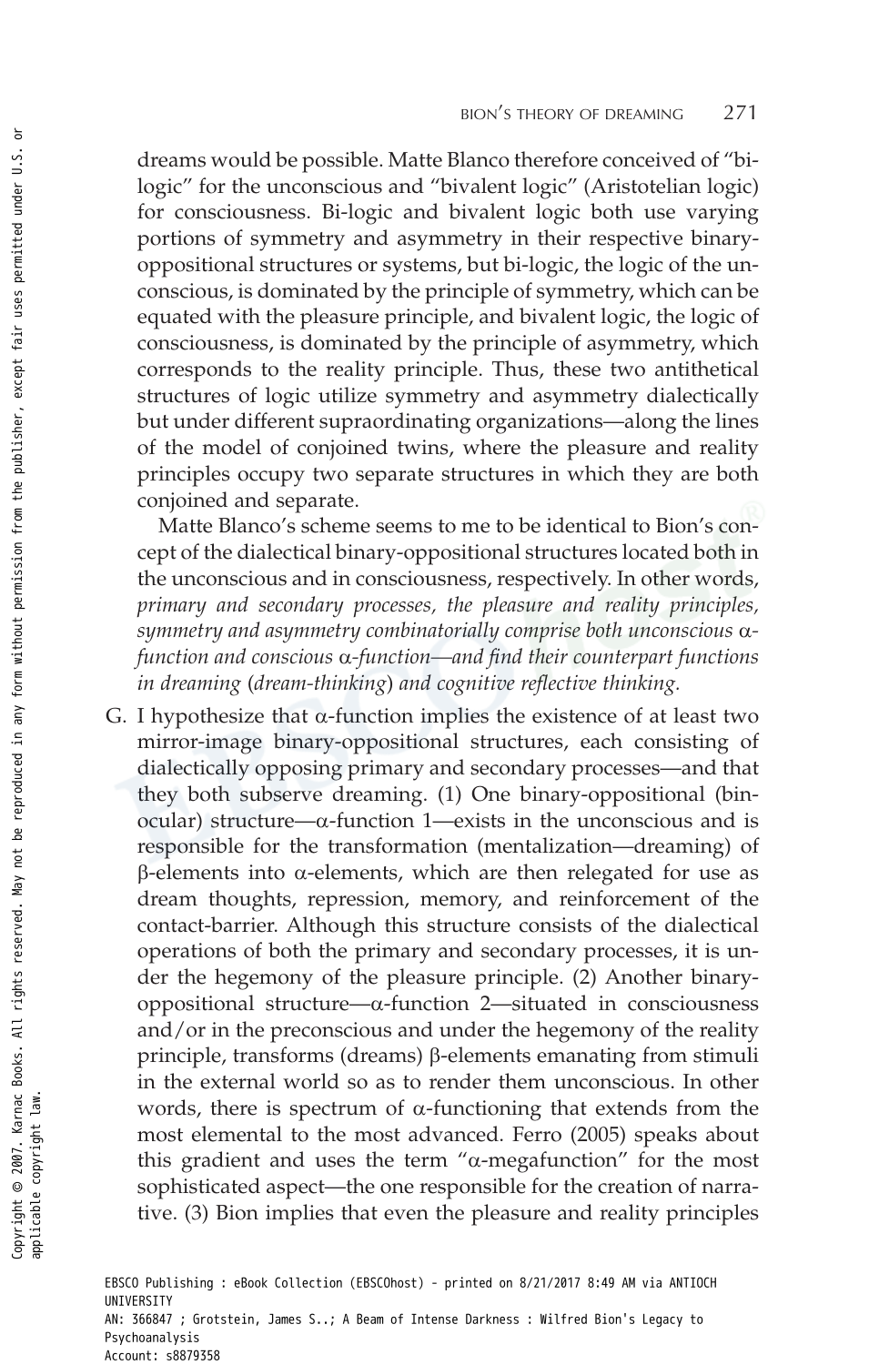dreams would be possible. Matte Blanco therefore conceived of "bi-logic" for the unconscious and "bivalent logic" (Aristotelian logic) for consciousness. Bi-logic and bivalent logic both use varying portions of symmetry and asymmetry in their respective binary-oppositional structures or systems, but bi-logic, the logic of the unconscious, is dominated by the principle of symmetry, which can be equated with the pleasure principle, and bivalent logic, the logic of consciousness, is dominated by the principle of asymmetry, which corresponds to the reality principle. Thus, these two antithetical structures of logic utilize symmetry and asymmetry dialectically but under different supraordinating organizations—along the lines of the model of conjoined twins, where the pleasure and reality principles occupy two separate structures in which they are both conjoined and separate.

Matte Blanco's scheme seems to me to be identical to Bion's concept of the dialectical binary-oppositional structures located both in the unconscious and in consciousness, respectively. In other words, *primary and secondary processes, the pleasure and reality principles, symmetry and asymmetry combinatorially comprise both unconscious α-function and conscious α-function—and find their counterpart functions in dreaming* (*dream-thinking*) *and cognitive reflective thinking.*

G. I hypothesize that α-function implies the existence of at least two mirror-image binary-oppositional structures, each consisting of dialectically opposing primary and secondary processes—and that they both subserve dreaming. (1) One binary-oppositional (binocular) structure—α-function 1—exists in the unconscious and is responsible for the transformation (mentalization—dreaming) of β-elements into α-elements, which are then relegated for use as dream thoughts, repression, memory, and reinforcement of the contact-barrier. Although this structure consists of the dialectical operations of both the primary and secondary processes, it is under the hegemony of the pleasure principle. (2) Another binary-oppositional structure—α-function 2—situated in consciousness and/or in the preconscious and under the hegemony of the reality principle, transforms (dreams) β-elements emanating from stimuli in the external world so as to render them unconscious. In other words, there is spectrum of α-functioning that extends from the most elemental to the most advanced. Ferro (2005) speaks about this gradient and uses the term "α-megafunction" for the most sophisticated aspect—the one responsible for the creation of narrative. (3) Bion implies that even the pleasure and reality principles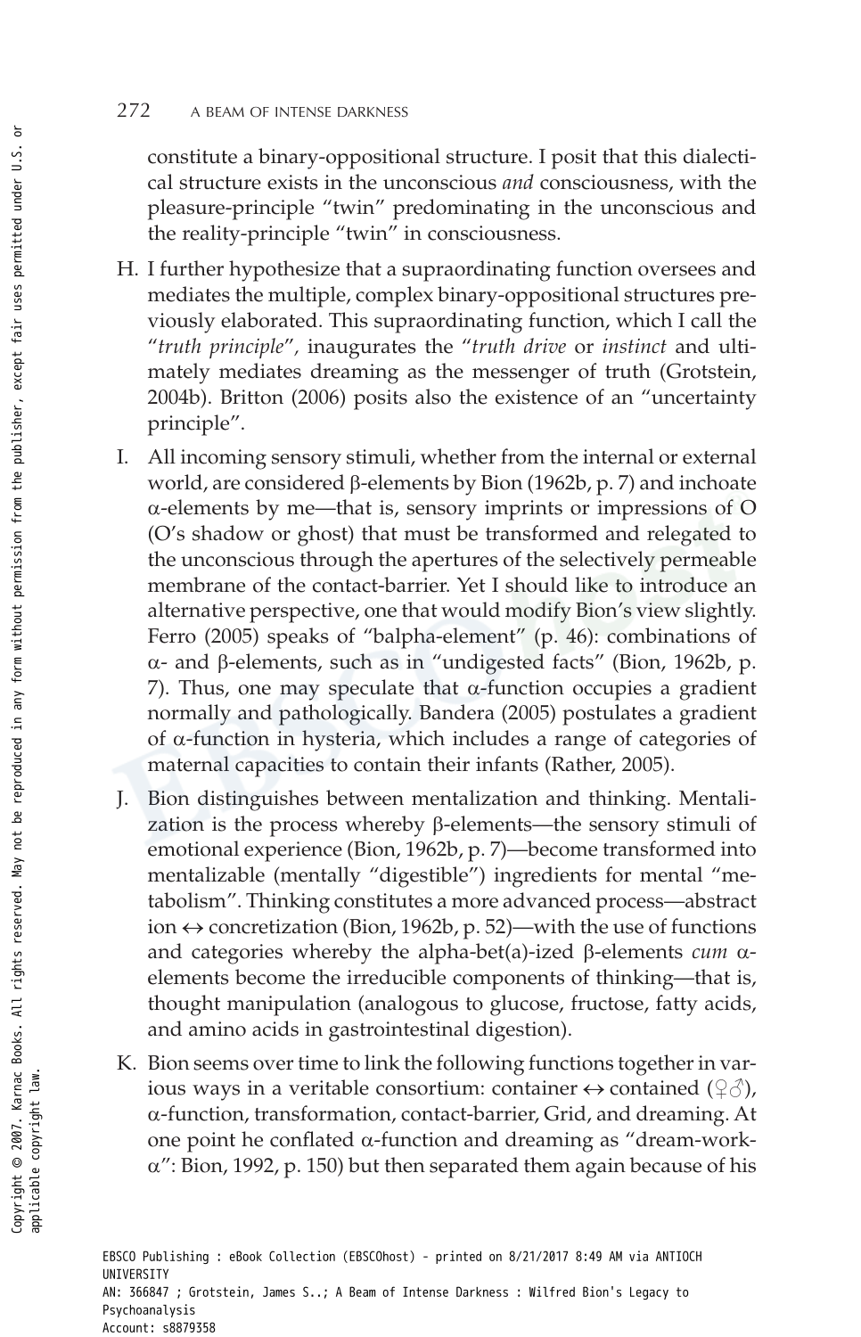constitute a binary-oppositional structure. I posit that this dialectical structure exists in the unconscious *and* consciousness, with the pleasure-principle "twin" predominating in the unconscious and the reality-principle "twin" in consciousness.

H. I further hypothesize that a supraordinating function oversees and mediates the multiple, complex binary-oppositional structures previously elaborated. This supraordinating function, which I call the "*truth principle*", inaugurates the "*truth drive* or *instinct* and ultimately mediates dreaming as the messenger of truth (Grotstein, 2004b). Britton (2006) posits also the existence of an "uncertainty principle".

I. All incoming sensory stimuli, whether from the internal or external world, are considered β-elements by Bion (1962b, p. 7) and inchoate α-elements by me—that is, sensory imprints or impressions of O (O's shadow or ghost) that must be transformed and relegated to the unconscious through the apertures of the selectively permeable membrane of the contact-barrier. Yet I should like to introduce an alternative perspective, one that would modify Bion's view slightly. Ferro (2005) speaks of "balpha-element" (p. 46): combinations of α- and β-elements, such as in "undigested facts" (Bion, 1962b, p. 7). Thus, one may speculate that α-function occupies a gradient normally and pathologically. Bandera (2005) postulates a gradient of α-function in hysteria, which includes a range of categories of maternal capacities to contain their infants (Rather, 2005).

J. Bion distinguishes between mentalization and thinking. Mentalization is the process whereby β-elements—the sensory stimuli of emotional experience (Bion, 1962b, p. 7)—become transformed into mentalizable (mentally "digestible") ingredients for mental "metabolism". Thinking constitutes a more advanced process—abstraction ↔ concretization (Bion, 1962b, p. 52)—with the use of functions and categories whereby the alpha-bet(a)-ized β-elements *cum* α-elements become the irreducible components of thinking—that is, thought manipulation (analogous to glucose, fructose, fatty acids, and amino acids in gastrointestinal digestion).

K. Bion seems over time to link the following functions together in various ways in a veritable consortium: container ↔ contained (♀♂), α-function, transformation, contact-barrier, Grid, and dreaming. At one point he conflated α-function and dreaming as "dream-work-α": Bion, 1992, p. 150) but then separated them again because of his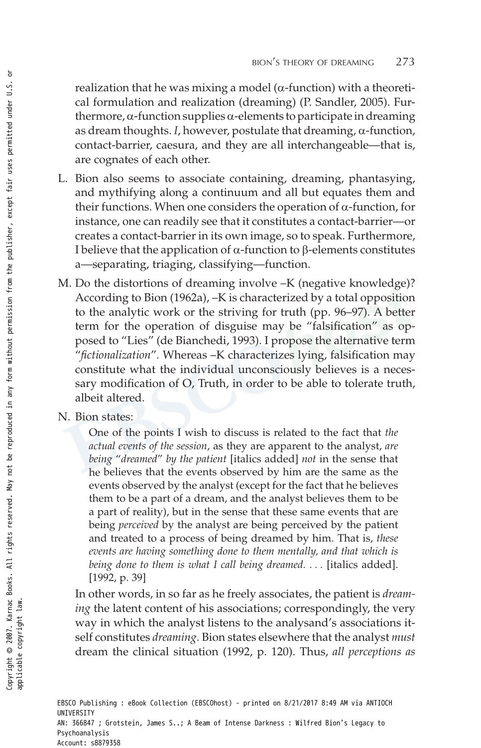realization that he was mixing a model ($\alpha$-function) with a theoretical formulation and realization (dreaming) (P. Sandler, 2005). Furthermore, $\alpha$-function supplies $\alpha$-elements to participate in dreaming as dream thoughts. *I*, however, postulate that dreaming, $\alpha$-function, contact-barrier, caesura, and they are all interchangeable—that is, are cognates of each other.

L. Bion also seems to associate containing, dreaming, phantasying, and mythifying along a continuum and all but equates them and their functions. When one considers the operation of $\alpha$-function, for instance, one can readily see that it constitutes a contact-barrier—or creates a contact-barrier in its own image, so to speak. Furthermore, I believe that the application of $\alpha$-function to $\beta$-elements constitutes a—separating, triaging, classifying—function.

M. Do the distortions of dreaming involve –K (negative knowledge)? According to Bion (1962a), –K is characterized by a total opposition to the analytic work or the striving for truth (pp. 96–97). A better term for the operation of disguise may be "falsification" as opposed to "Lies" (de Bianchedi, 1993). I propose the alternative term "*fictionalization*". Whereas –K characterizes lying, falsification may constitute what the individual unconsciously believes is a necessary modification of O, Truth, in order to be able to tolerate truth, albeit altered.

N. Bion states:

> One of the points I wish to discuss is related to the fact that *the actual events of the session*, as they are apparent to the analyst, *are being "dreamed" by the patient* [italics added] *not* in the sense that he believes that the events observed by him are the same as the events observed by the analyst (except for the fact that he believes them to be a part of a dream, and the analyst believes them to be a part of reality), but in the sense that these same events that are being *perceived* by the analyst are being perceived by the patient and treated to a process of being dreamed by him. That is, *these events are having something done to them mentally, and that which is being done to them is what I call being dreamed. . . .* [italics added]. [1992, p. 39]

In other words, in so far as he freely associates, the patient is *dreaming* the latent content of his associations; correspondingly, the very way in which the analyst listens to the analysand's associations itself constitutes *dreaming*. Bion states elsewhere that the analyst *must* dream the clinical situation (1992, p. 120). Thus, *all perceptions as*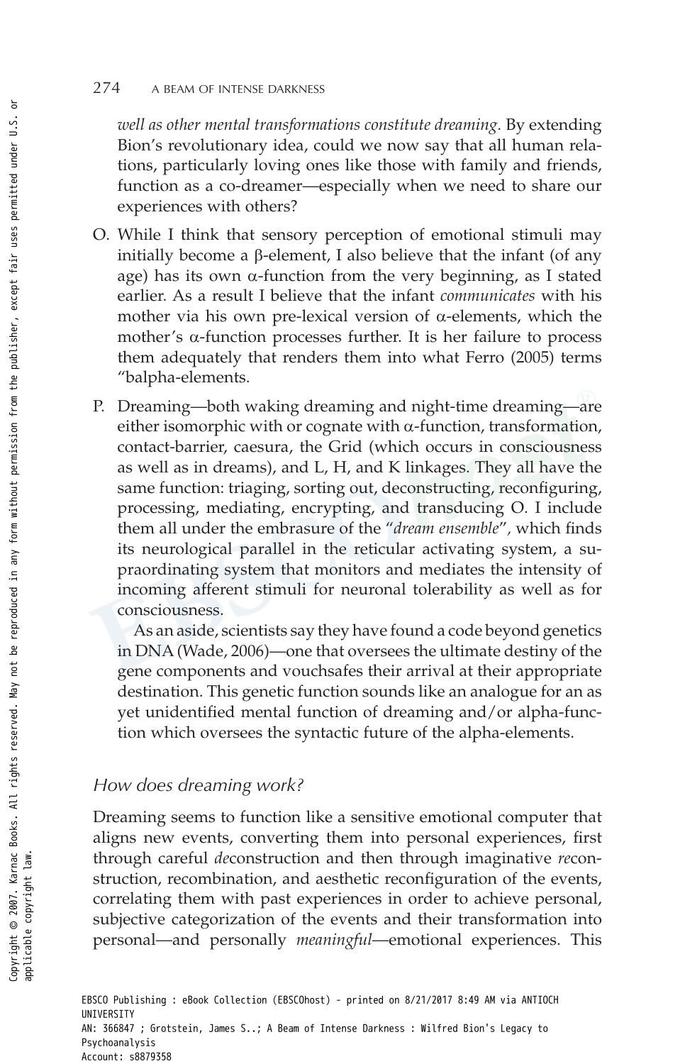*well as other mental transformations constitute dreaming.* By extending Bion's revolutionary idea, could we now say that all human relations, particularly loving ones like those with family and friends, function as a co-dreamer—especially when we need to share our experiences with others?

O. While I think that sensory perception of emotional stimuli may initially become a $\beta$-element, I also believe that the infant (of any age) has its own $\alpha$-function from the very beginning, as I stated earlier. As a result I believe that the infant *communicates* with his mother via his own pre-lexical version of $\alpha$-elements, which the mother's $\alpha$-function processes further. It is her failure to process them adequately that renders them into what Ferro (2005) terms "balpha-elements.

P. Dreaming—both waking dreaming and night-time dreaming—are either isomorphic with or cognate with $\alpha$-function, transformation, contact-barrier, caesura, the Grid (which occurs in consciousness as well as in dreams), and L, H, and K linkages. They all have the same function: triaging, sorting out, deconstructing, reconfiguring, processing, mediating, encrypting, and transducing O. I include them all under the embrasure of the "*dream ensemble*", which finds its neurological parallel in the reticular activating system, a supraordinating system that monitors and mediates the intensity of incoming afferent stimuli for neuronal tolerability as well as for consciousness.

   As an aside, scientists say they have found a code beyond genetics in DNA (Wade, 2006)—one that oversees the ultimate destiny of the gene components and vouchsafes their arrival at their appropriate destination. This genetic function sounds like an analogue for an as yet unidentified mental function of dreaming and/or alpha-function which oversees the syntactic future of the alpha-elements.

## *How does dreaming work?*

Dreaming seems to function like a sensitive emotional computer that aligns new events, converting them into personal experiences, first through careful *de*construction and then through imaginative *re*construction, recombination, and aesthetic reconfiguration of the events, correlating them with past experiences in order to achieve personal, subjective categorization of the events and their transformation into personal—and personally *meaningful*—emotional experiences. This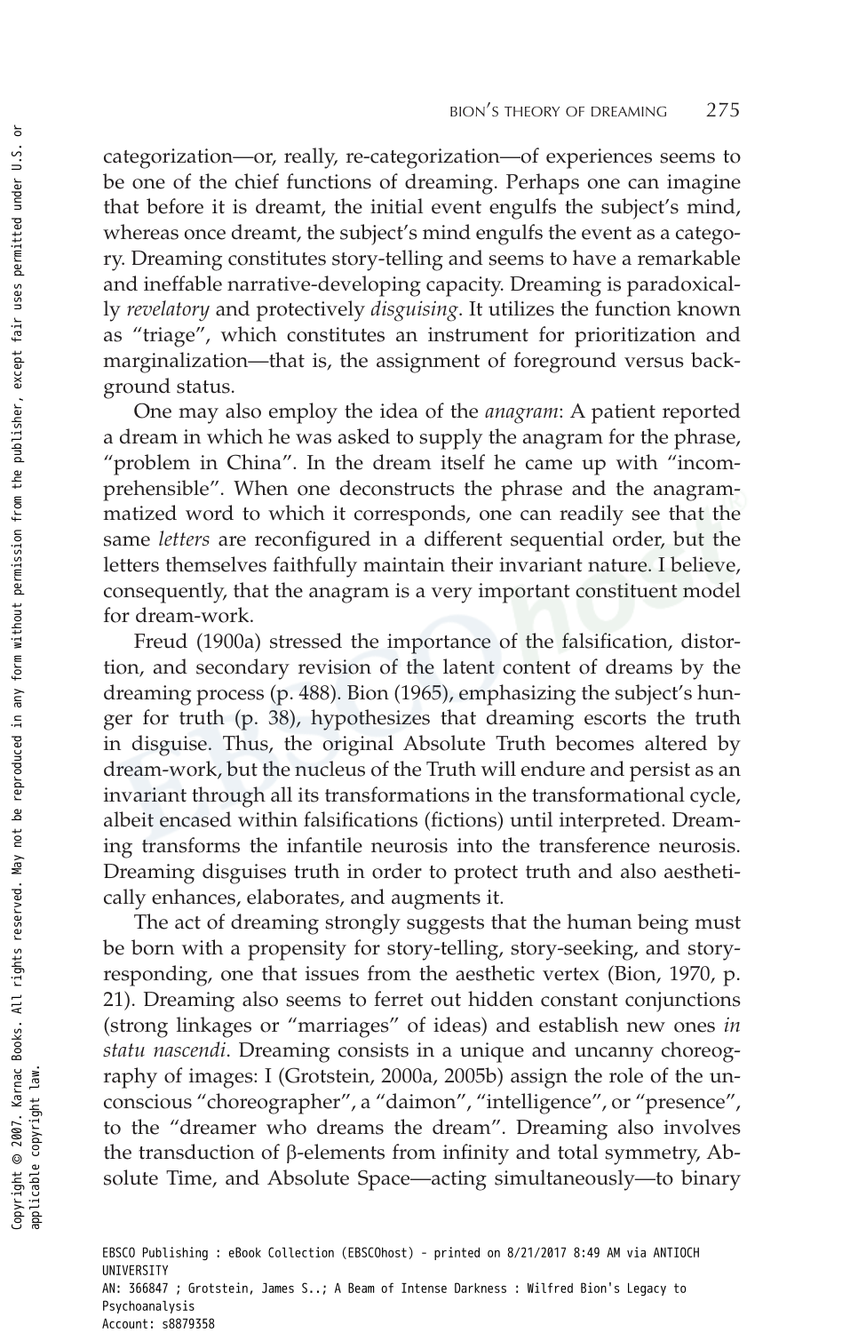categorization—or, really, re-categorization—of experiences seems to be one of the chief functions of dreaming. Perhaps one can imagine that before it is dreamt, the initial event engulfs the subject's mind, whereas once dreamt, the subject's mind engulfs the event as a category. Dreaming constitutes story-telling and seems to have a remarkable and ineffable narrative-developing capacity. Dreaming is paradoxically *revelatory* and protectively *disguising*. It utilizes the function known as "triage", which constitutes an instrument for prioritization and marginalization—that is, the assignment of foreground versus background status.

One may also employ the idea of the *anagram*: A patient reported a dream in which he was asked to supply the anagram for the phrase, "problem in China". In the dream itself he came up with "incomprehensible". When one deconstructs the phrase and the anagrammatized word to which it corresponds, one can readily see that the same *letters* are reconfigured in a different sequential order, but the letters themselves faithfully maintain their invariant nature. I believe, consequently, that the anagram is a very important constituent model for dream-work.

Freud (1900a) stressed the importance of the falsification, distortion, and secondary revision of the latent content of dreams by the dreaming process (p. 488). Bion (1965), emphasizing the subject's hunger for truth (p. 38), hypothesizes that dreaming escorts the truth in disguise. Thus, the original Absolute Truth becomes altered by dream-work, but the nucleus of the Truth will endure and persist as an invariant through all its transformations in the transformational cycle, albeit encased within falsifications (fictions) until interpreted. Dreaming transforms the infantile neurosis into the transference neurosis. Dreaming disguises truth in order to protect truth and also aesthetically enhances, elaborates, and augments it.

The act of dreaming strongly suggests that the human being must be born with a propensity for story-telling, story-seeking, and story-responding, one that issues from the aesthetic vertex (Bion, 1970, p. 21). Dreaming also seems to ferret out hidden constant conjunctions (strong linkages or "marriages" of ideas) and establish new ones *in statu nascendi*. Dreaming consists in a unique and uncanny choreography of images: I (Grotstein, 2000a, 2005b) assign the role of the unconscious "choreographer", a "daimon", "intelligence", or "presence", to the "dreamer who dreams the dream". Dreaming also involves the transduction of β-elements from infinity and total symmetry, Absolute Time, and Absolute Space—acting simultaneously—to binary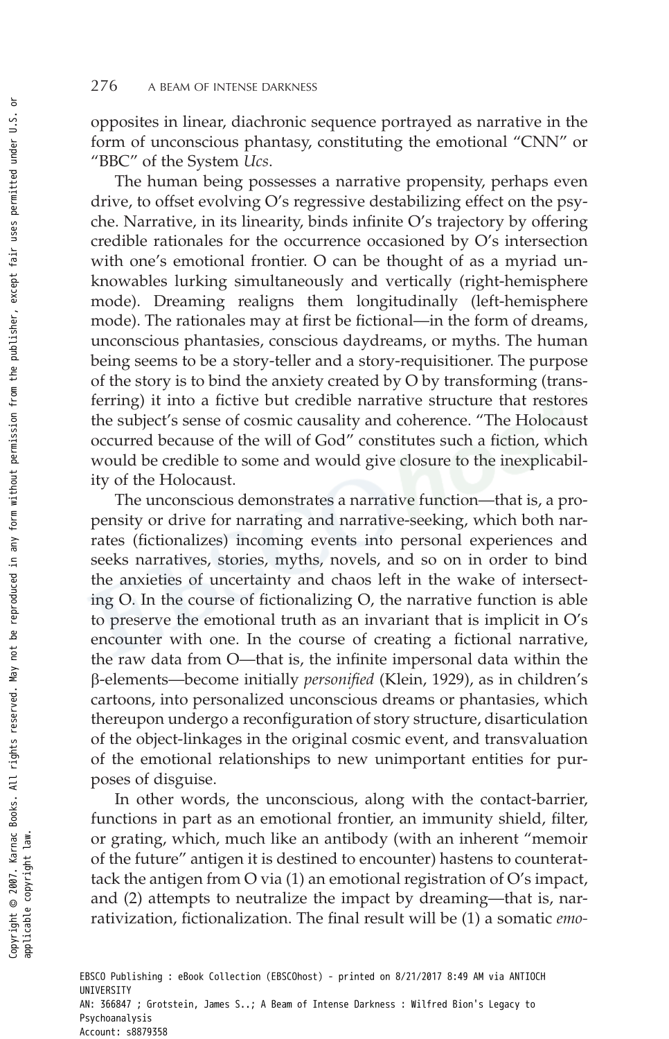opposites in linear, diachronic sequence portrayed as narrative in the form of unconscious phantasy, constituting the emotional "CNN" or "BBC" of the System *Ucs*.

The human being possesses a narrative propensity, perhaps even drive, to offset evolving O's regressive destabilizing effect on the psyche. Narrative, in its linearity, binds infinite O's trajectory by offering credible rationales for the occurrence occasioned by O's intersection with one's emotional frontier. O can be thought of as a myriad unknowables lurking simultaneously and vertically (right-hemisphere mode). Dreaming realigns them longitudinally (left-hemisphere mode). The rationales may at first be fictional—in the form of dreams, unconscious phantasies, conscious daydreams, or myths. The human being seems to be a story-teller and a story-requisitioner. The purpose of the story is to bind the anxiety created by O by transforming (transferring) it into a fictive but credible narrative structure that restores the subject's sense of cosmic causality and coherence. "The Holocaust occurred because of the will of God" constitutes such a fiction, which would be credible to some and would give closure to the inexplicability of the Holocaust.

The unconscious demonstrates a narrative function—that is, a propensity or drive for narrating and narrative-seeking, which both narrates (fictionalizes) incoming events into personal experiences and seeks narratives, stories, myths, novels, and so on in order to bind the anxieties of uncertainty and chaos left in the wake of intersecting O. In the course of fictionalizing O, the narrative function is able to preserve the emotional truth as an invariant that is implicit in O's encounter with one. In the course of creating a fictional narrative, the raw data from O—that is, the infinite impersonal data within the β-elements—become initially *personified* (Klein, 1929), as in children's cartoons, into personalized unconscious dreams or phantasies, which thereupon undergo a reconfiguration of story structure, disarticulation of the object-linkages in the original cosmic event, and transvaluation of the emotional relationships to new unimportant entities for purposes of disguise.

In other words, the unconscious, along with the contact-barrier, functions in part as an emotional frontier, an immunity shield, filter, or grating, which, much like an antibody (with an inherent "memoir of the future" antigen it is destined to encounter) hastens to counterattack the antigen from O via (1) an emotional registration of O's impact, and (2) attempts to neutralize the impact by dreaming—that is, narrativization, fictionalization. The final result will be (1) a somatic *emo-*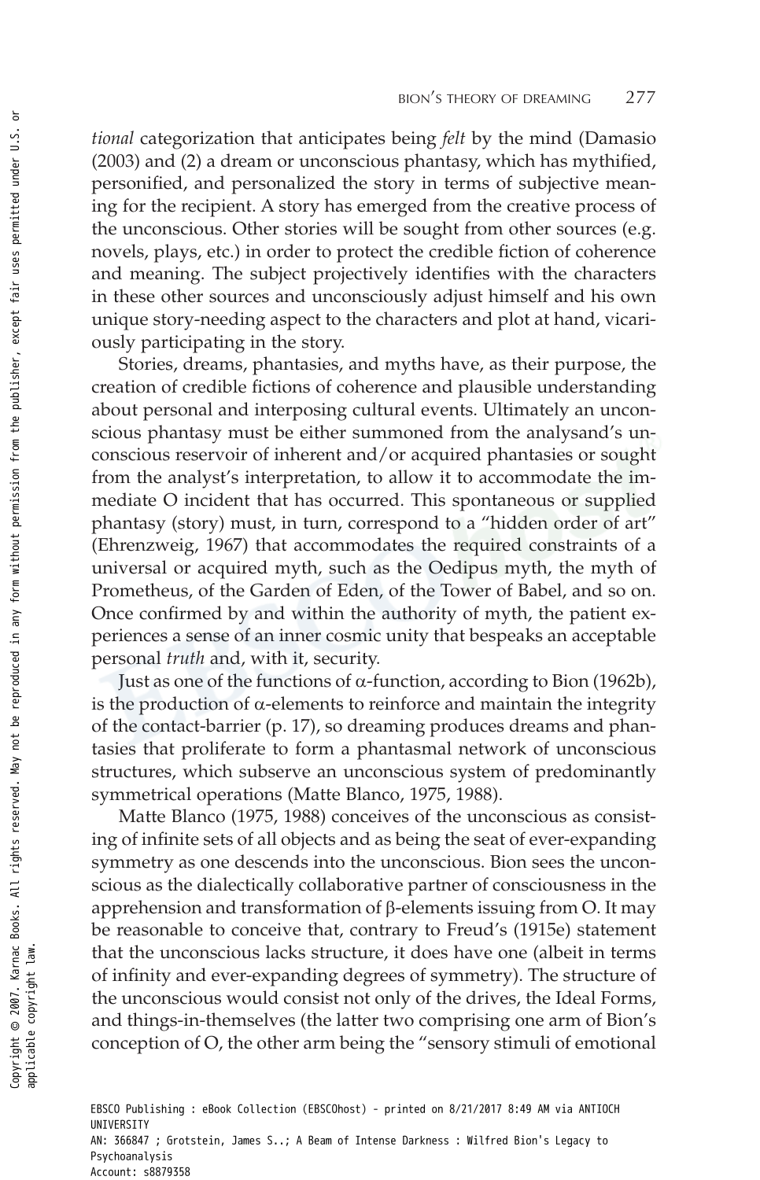*tional* categorization that anticipates being *felt* by the mind (Damasio (2003) and (2) a dream or unconscious phantasy, which has mythified, personified, and personalized the story in terms of subjective meaning for the recipient. A story has emerged from the creative process of the unconscious. Other stories will be sought from other sources (e.g. novels, plays, etc.) in order to protect the credible fiction of coherence and meaning. The subject projectively identifies with the characters in these other sources and unconsciously adjust himself and his own unique story-needing aspect to the characters and plot at hand, vicariously participating in the story.

Stories, dreams, phantasies, and myths have, as their purpose, the creation of credible fictions of coherence and plausible understanding about personal and interposing cultural events. Ultimately an unconscious phantasy must be either summoned from the analysand's unconscious reservoir of inherent and/or acquired phantasies or sought from the analyst's interpretation, to allow it to accommodate the immediate O incident that has occurred. This spontaneous or supplied phantasy (story) must, in turn, correspond to a "hidden order of art" (Ehrenzweig, 1967) that accommodates the required constraints of a universal or acquired myth, such as the Oedipus myth, the myth of Prometheus, of the Garden of Eden, of the Tower of Babel, and so on. Once confirmed by and within the authority of myth, the patient experiences a sense of an inner cosmic unity that bespeaks an acceptable personal *truth* and, with it, security.

Just as one of the functions of $\alpha$-function, according to Bion (1962b), is the production of $\alpha$-elements to reinforce and maintain the integrity of the contact-barrier (p. 17), so dreaming produces dreams and phantasies that proliferate to form a phantasmal network of unconscious structures, which subserve an unconscious system of predominantly symmetrical operations (Matte Blanco, 1975, 1988).

Matte Blanco (1975, 1988) conceives of the unconscious as consisting of infinite sets of all objects and as being the seat of ever-expanding symmetry as one descends into the unconscious. Bion sees the unconscious as the dialectically collaborative partner of consciousness in the apprehension and transformation of $\beta$-elements issuing from O. It may be reasonable to conceive that, contrary to Freud's (1915e) statement that the unconscious lacks structure, it does have one (albeit in terms of infinity and ever-expanding degrees of symmetry). The structure of the unconscious would consist not only of the drives, the Ideal Forms, and things-in-themselves (the latter two comprising one arm of Bion's conception of O, the other arm being the "sensory stimuli of emotional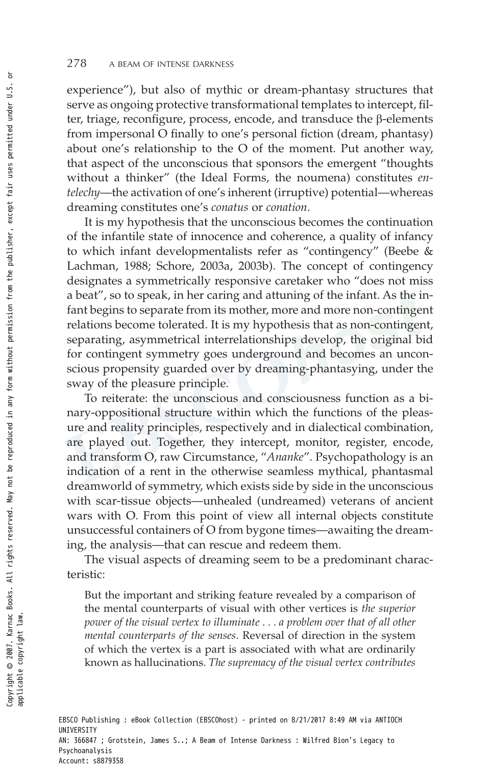experience"), but also of mythic or dream-phantasy structures that serve as ongoing protective transformational templates to intercept, filter, triage, reconfigure, process, encode, and transduce the β-elements from impersonal O finally to one's personal fiction (dream, phantasy) about one's relationship to the O of the moment. Put another way, that aspect of the unconscious that sponsors the emergent "thoughts without a thinker" (the Ideal Forms, the noumena) constitutes *entelechy*—the activation of one's inherent (irruptive) potential—whereas dreaming constitutes one's *conatus* or *conation*.

It is my hypothesis that the unconscious becomes the continuation of the infantile state of innocence and coherence, a quality of infancy to which infant developmentalists refer as "contingency" (Beebe & Lachman, 1988; Schore, 2003a, 2003b). The concept of contingency designates a symmetrically responsive caretaker who "does not miss a beat", so to speak, in her caring and attuning of the infant. As the infant begins to separate from its mother, more and more non-contingent relations become tolerated. It is my hypothesis that as non-contingent, separating, asymmetrical interrelationships develop, the original bid for contingent symmetry goes underground and becomes an unconscious propensity guarded over by dreaming-phantasying, under the sway of the pleasure principle.

To reiterate: the unconscious and consciousness function as a binary-oppositional structure within which the functions of the pleasure and reality principles, respectively and in dialectical combination, are played out. Together, they intercept, monitor, register, encode, and transform O, raw Circumstance, "*Ananke*". Psychopathology is an indication of a rent in the otherwise seamless mythical, phantasmal dreamworld of symmetry, which exists side by side in the unconscious with scar-tissue objects—unhealed (undreamed) veterans of ancient wars with O. From this point of view all internal objects constitute unsuccessful containers of O from bygone times—awaiting the dreaming, the analysis—that can rescue and redeem them.

The visual aspects of dreaming seem to be a predominant characteristic:

> But the important and striking feature revealed by a comparison of the mental counterparts of visual with other vertices is *the superior power of the visual vertex to illuminate . . . a problem over that of all other mental counterparts of the senses*. Reversal of direction in the system of which the vertex is a part is associated with what are ordinarily known as hallucinations. *The supremacy of the visual vertex contributes*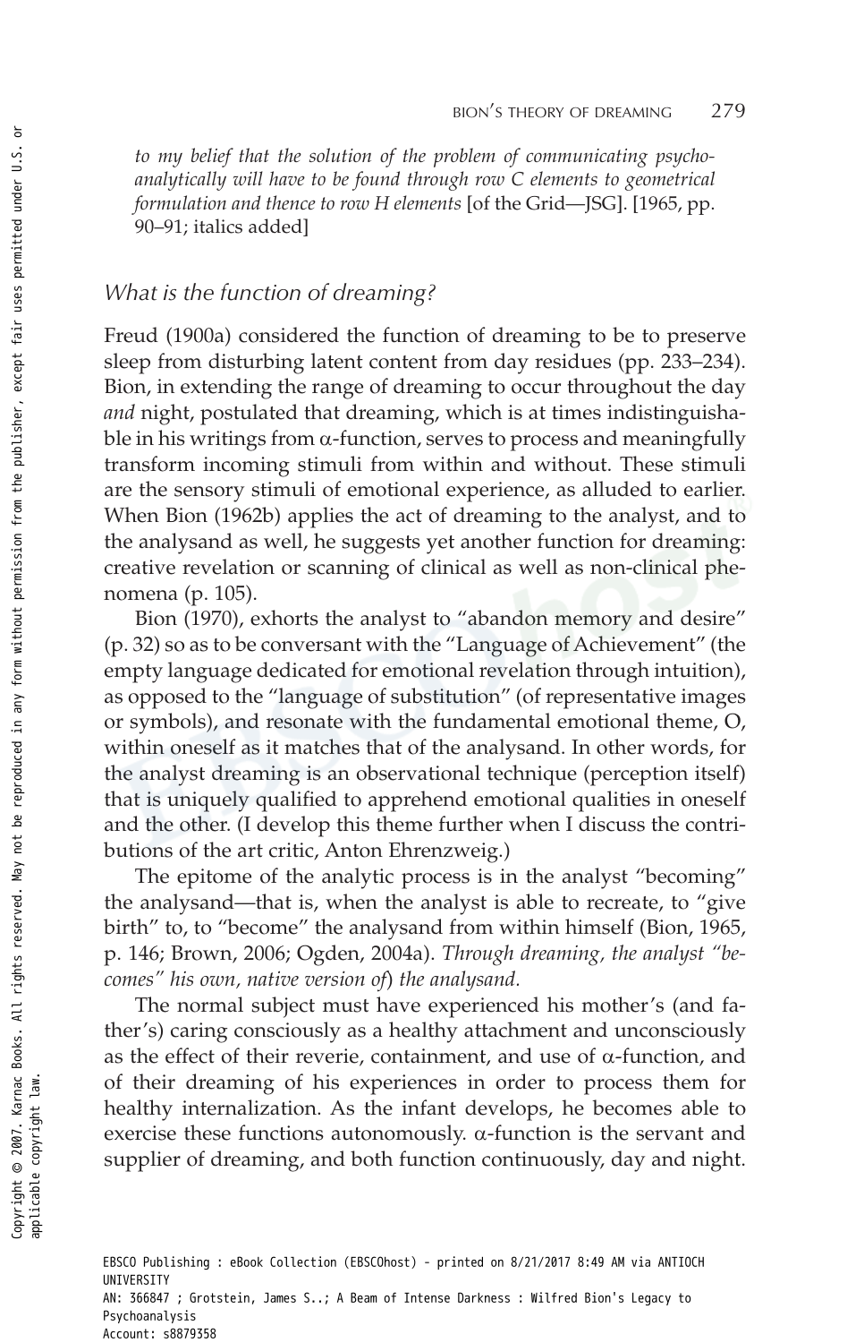*to my belief that the solution of the problem of communicating psychoanalytically will have to be found through row C elements to geometrical formulation and thence to row H elements* [of the Grid—JSG]. [1965, pp. 90–91; italics added]

### *What is the function of dreaming?*

Freud (1900a) considered the function of dreaming to be to preserve sleep from disturbing latent content from day residues (pp. 233–234). Bion, in extending the range of dreaming to occur throughout the day *and* night, postulated that dreaming, which is at times indistinguishable in his writings from α-function, serves to process and meaningfully transform incoming stimuli from within and without. These stimuli are the sensory stimuli of emotional experience, as alluded to earlier. When Bion (1962b) applies the act of dreaming to the analyst, and to the analysand as well, he suggests yet another function for dreaming: creative revelation or scanning of clinical as well as non-clinical phenomena (p. 105).

Bion (1970), exhorts the analyst to "abandon memory and desire" (p. 32) so as to be conversant with the "Language of Achievement" (the empty language dedicated for emotional revelation through intuition), as opposed to the "language of substitution" (of representative images or symbols), and resonate with the fundamental emotional theme, O, within oneself as it matches that of the analysand. In other words, for the analyst dreaming is an observational technique (perception itself) that is uniquely qualified to apprehend emotional qualities in oneself and the other. (I develop this theme further when I discuss the contributions of the art critic, Anton Ehrenzweig.)

The epitome of the analytic process is in the analyst "becoming" the analysand—that is, when the analyst is able to recreate, to "give birth" to, to "become" the analysand from within himself (Bion, 1965, p. 146; Brown, 2006; Ogden, 2004a). *Through dreaming, the analyst "becomes" his own, native version of*) *the analysand.*

The normal subject must have experienced his mother's (and father's) caring consciously as a healthy attachment and unconsciously as the effect of their reverie, containment, and use of α-function, and of their dreaming of his experiences in order to process them for healthy internalization. As the infant develops, he becomes able to exercise these functions autonomously. α-function is the servant and supplier of dreaming, and both function continuously, day and night.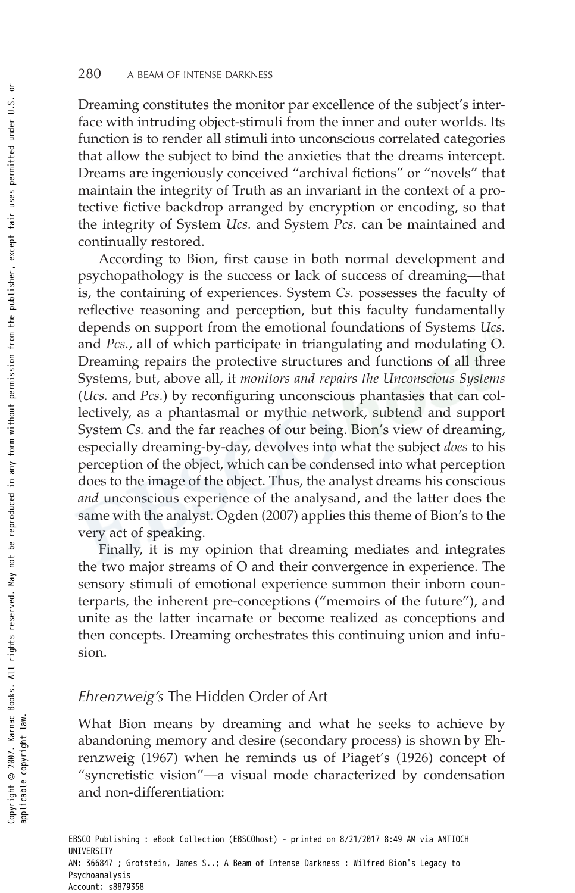Dreaming constitutes the monitor par excellence of the subject's interface with intruding object-stimuli from the inner and outer worlds. Its function is to render all stimuli into unconscious correlated categories that allow the subject to bind the anxieties that the dreams intercept. Dreams are ingeniously conceived "archival fictions" or "novels" that maintain the integrity of Truth as an invariant in the context of a protective fictive backdrop arranged by encryption or encoding, so that the integrity of System *Ucs.* and System *Pcs.* can be maintained and continually restored.

According to Bion, first cause in both normal development and psychopathology is the success or lack of success of dreaming—that is, the containing of experiences. System *Cs.* possesses the faculty of reflective reasoning and perception, but this faculty fundamentally depends on support from the emotional foundations of Systems *Ucs.* and *Pcs.*, all of which participate in triangulating and modulating O. Dreaming repairs the protective structures and functions of all three Systems, but, above all, it *monitors and repairs the Unconscious Systems* (*Ucs.* and *Pcs.*) by reconfiguring unconscious phantasies that can collectively, as a phantasmal or mythic network, subtend and support System *Cs.* and the far reaches of our being. Bion's view of dreaming, especially dreaming-by-day, devolves into what the subject *does* to his perception of the object, which can be condensed into what perception does to the image of the object. Thus, the analyst dreams his conscious *and* unconscious experience of the analysand, and the latter does the same with the analyst. Ogden (2007) applies this theme of Bion's to the very act of speaking.

Finally, it is my opinion that dreaming mediates and integrates the two major streams of O and their convergence in experience. The sensory stimuli of emotional experience summon their inborn counterparts, the inherent pre-conceptions ("memoirs of the future"), and unite as the latter incarnate or become realized as conceptions and then concepts. Dreaming orchestrates this continuing union and infusion.

## *Ehrenzweig's* The Hidden Order of Art

What Bion means by dreaming and what he seeks to achieve by abandoning memory and desire (secondary process) is shown by Ehrenzweig (1967) when he reminds us of Piaget's (1926) concept of "syncretistic vision"—a visual mode characterized by condensation and non-differentiation: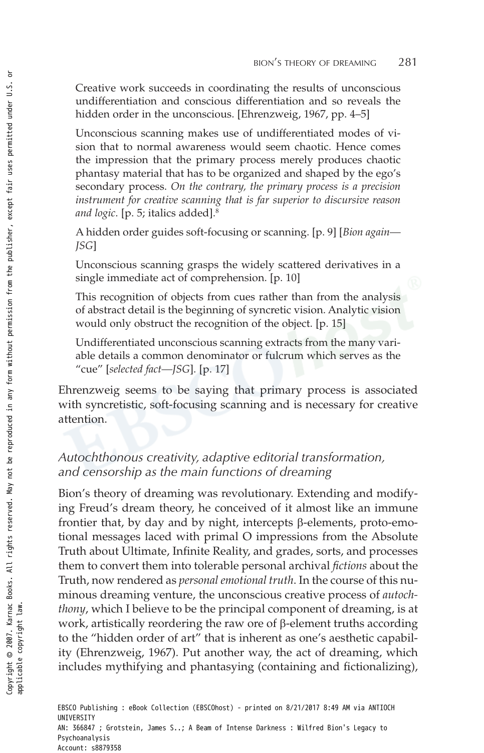> Creative work succeeds in coordinating the results of unconscious undifferentiation and conscious differentiation and so reveals the hidden order in the unconscious. [Ehrenzweig, 1967, pp. 4–5]

> Unconscious scanning makes use of undifferentiated modes of vision that to normal awareness would seem chaotic. Hence comes the impression that the primary process merely produces chaotic phantasy material that has to be organized and shaped by the ego's secondary process. *On the contrary, the primary process is a precision instrument for creative scanning that is far superior to discursive reason and logic*. [p. 5; italics added].[8]

> A hidden order guides soft-focusing or scanning. [p. 9] [*Bion again—JSG*]

> Unconscious scanning grasps the widely scattered derivatives in a single immediate act of comprehension. [p. 10]

> This recognition of objects from cues rather than from the analysis of abstract detail is the beginning of syncretic vision. Analytic vision would only obstruct the recognition of the object. [p. 15]

> Undifferentiated unconscious scanning extracts from the many variable details a common denominator or fulcrum which serves as the "cue" [*selected fact—JSG*]. [p. 17]

Ehrenzweig seems to be saying that primary process is associated with syncretistic, soft-focusing scanning and is necessary for creative attention.

## *Autochthonous creativity, adaptive editorial transformation, and censorship as the main functions of dreaming*

Bion's theory of dreaming was revolutionary. Extending and modifying Freud's dream theory, he conceived of it almost like an immune frontier that, by day and by night, intercepts β-elements, proto-emotional messages laced with primal O impressions from the Absolute Truth about Ultimate, Infinite Reality, and grades, sorts, and processes them to convert them into tolerable personal archival *fictions* about the Truth, now rendered as *personal emotional truth*. In the course of this numinous dreaming venture, the unconscious creative process of *autochthony*, which I believe to be the principal component of dreaming, is at work, artistically reordering the raw ore of β-element truths according to the "hidden order of art" that is inherent as one's aesthetic capability (Ehrenzweig, 1967). Put another way, the act of dreaming, which includes mythifying and phantasying (containing and fictionalizing),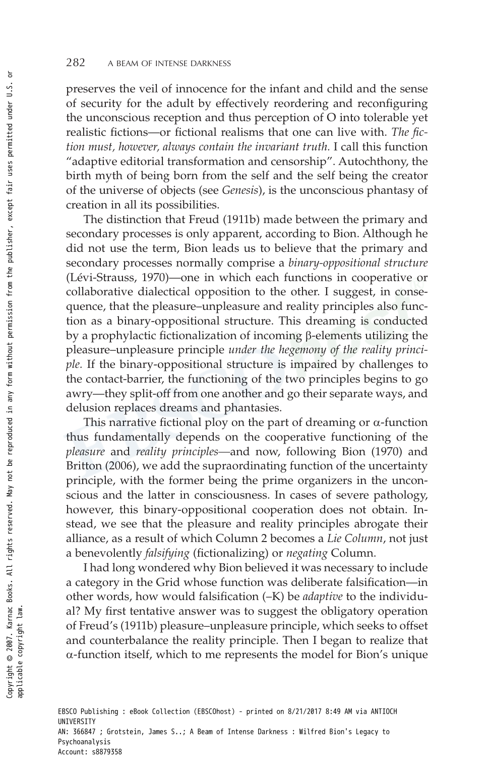preserves the veil of innocence for the infant and child and the sense of security for the adult by effectively reordering and reconfiguring the unconscious reception and thus perception of O into tolerable yet realistic fictions—or fictional realisms that one can live with. *The fiction must, however, always contain the invariant truth.* I call this function "adaptive editorial transformation and censorship". Autochthony, the birth myth of being born from the self and the self being the creator of the universe of objects (see *Genesis*), is the unconscious phantasy of creation in all its possibilities.

The distinction that Freud (1911b) made between the primary and secondary processes is only apparent, according to Bion. Although he did not use the term, Bion leads us to believe that the primary and secondary processes normally comprise a *binary-oppositional structure* (Lévi-Strauss, 1970)—one in which each functions in cooperative or collaborative dialectical opposition to the other. I suggest, in consequence, that the pleasure–unpleasure and reality principles also function as a binary-oppositional structure. This dreaming is conducted by a prophylactic fictionalization of incoming β-elements utilizing the pleasure–unpleasure principle *under the hegemony of the reality principle.* If the binary-oppositional structure is impaired by challenges to the contact-barrier, the functioning of the two principles begins to go awry—they split-off from one another and go their separate ways, and delusion replaces dreams and phantasies.

This narrative fictional ploy on the part of dreaming or α-function thus fundamentally depends on the cooperative functioning of the *pleasure* and *reality principles*—and now, following Bion (1970) and Britton (2006), we add the supraordinating function of the uncertainty principle, with the former being the prime organizers in the unconscious and the latter in consciousness. In cases of severe pathology, however, this binary-oppositional cooperation does not obtain. Instead, we see that the pleasure and reality principles abrogate their alliance, as a result of which Column 2 becomes a *Lie Column*, not just a benevolently *falsifying* (fictionalizing) or *negating* Column.

I had long wondered why Bion believed it was necessary to include a category in the Grid whose function was deliberate falsification—in other words, how would falsification (–K) be *adaptive* to the individual? My first tentative answer was to suggest the obligatory operation of Freud's (1911b) pleasure–unpleasure principle, which seeks to offset and counterbalance the reality principle. Then I began to realize that α-function itself, which to me represents the model for Bion's unique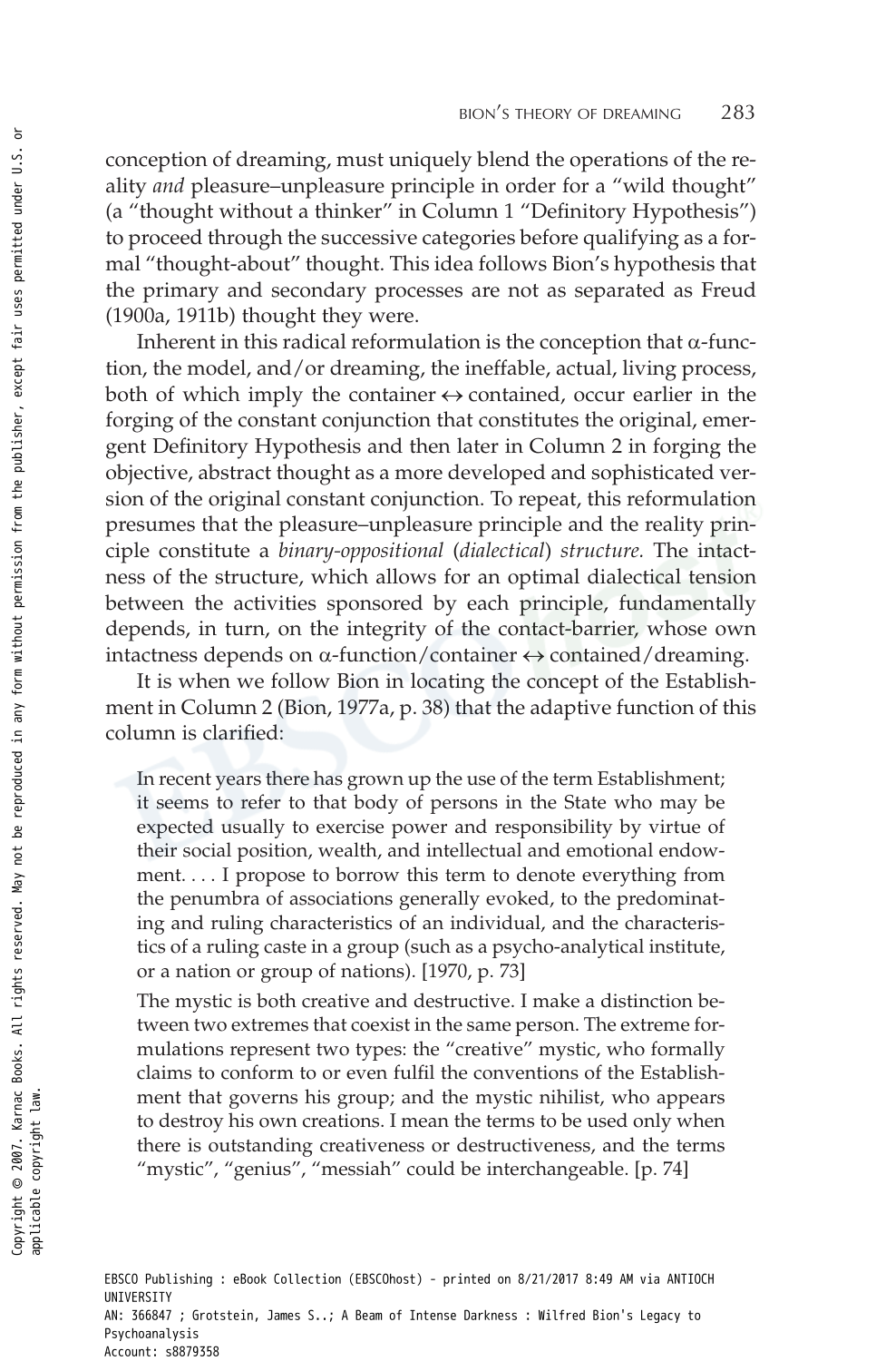conception of dreaming, must uniquely blend the operations of the reality *and* pleasure–unpleasure principle in order for a "wild thought" (a "thought without a thinker" in Column 1 "Definitory Hypothesis") to proceed through the successive categories before qualifying as a formal "thought-about" thought. This idea follows Bion's hypothesis that the primary and secondary processes are not as separated as Freud (1900a, 1911b) thought they were.

Inherent in this radical reformulation is the conception that α-function, the model, and/or dreaming, the ineffable, actual, living process, both of which imply the container ↔ contained, occur earlier in the forging of the constant conjunction that constitutes the original, emergent Definitory Hypothesis and then later in Column 2 in forging the objective, abstract thought as a more developed and sophisticated version of the original constant conjunction. To repeat, this reformulation presumes that the pleasure–unpleasure principle and the reality principle constitute a *binary-oppositional* (*dialectical*) *structure.* The intactness of the structure, which allows for an optimal dialectical tension between the activities sponsored by each principle, fundamentally depends, in turn, on the integrity of the contact-barrier, whose own intactness depends on α-function/container ↔ contained/dreaming.

It is when we follow Bion in locating the concept of the Establishment in Column 2 (Bion, 1977a, p. 38) that the adaptive function of this column is clarified:

> In recent years there has grown up the use of the term Establishment; it seems to refer to that body of persons in the State who may be expected usually to exercise power and responsibility by virtue of their social position, wealth, and intellectual and emotional endowment. . . . I propose to borrow this term to denote everything from the penumbra of associations generally evoked, to the predominating and ruling characteristics of an individual, and the characteristics of a ruling caste in a group (such as a psycho-analytical institute, or a nation or group of nations). [1970, p. 73]

> The mystic is both creative and destructive. I make a distinction between two extremes that coexist in the same person. The extreme formulations represent two types: the "creative" mystic, who formally claims to conform to or even fulfil the conventions of the Establishment that governs his group; and the mystic nihilist, who appears to destroy his own creations. I mean the terms to be used only when there is outstanding creativeness or destructiveness, and the terms "mystic", "genius", "messiah" could be interchangeable. [p. 74]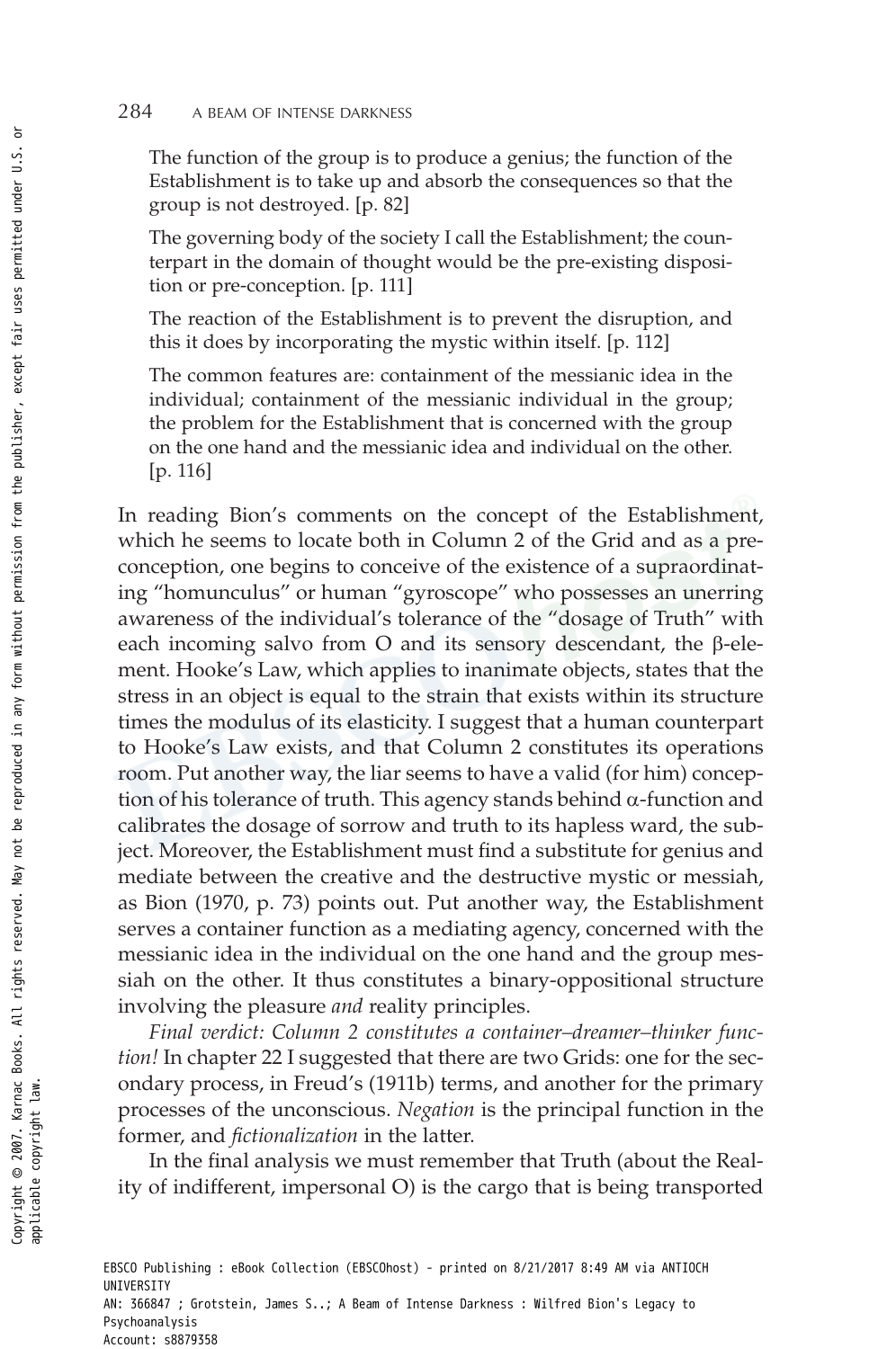> The function of the group is to produce a genius; the function of the Establishment is to take up and absorb the consequences so that the group is not destroyed. [p. 82]

> The governing body of the society I call the Establishment; the counterpart in the domain of thought would be the pre-existing disposition or pre-conception. [p. 111]

> The reaction of the Establishment is to prevent the disruption, and this it does by incorporating the mystic within itself. [p. 112]

> The common features are: containment of the messianic idea in the individual; containment of the messianic individual in the group; the problem for the Establishment that is concerned with the group on the one hand and the messianic idea and individual on the other. [p. 116]

In reading Bion's comments on the concept of the Establishment, which he seems to locate both in Column 2 of the Grid and as a preconception, one begins to conceive of the existence of a supraordinating "homunculus" or human "gyroscope" who possesses an unerring awareness of the individual's tolerance of the "dosage of Truth" with each incoming salvo from O and its sensory descendant, the β-element. Hooke's Law, which applies to inanimate objects, states that the stress in an object is equal to the strain that exists within its structure times the modulus of its elasticity. I suggest that a human counterpart to Hooke's Law exists, and that Column 2 constitutes its operations room. Put another way, the liar seems to have a valid (for him) conception of his tolerance of truth. This agency stands behind α-function and calibrates the dosage of sorrow and truth to its hapless ward, the subject. Moreover, the Establishment must find a substitute for genius and mediate between the creative and the destructive mystic or messiah, as Bion (1970, p. 73) points out. Put another way, the Establishment serves a container function as a mediating agency, concerned with the messianic idea in the individual on the one hand and the group messiah on the other. It thus constitutes a binary-oppositional structure involving the pleasure *and* reality principles.

*Final verdict: Column 2 constitutes a container–dreamer–thinker function!* In chapter 22 I suggested that there are two Grids: one for the secondary process, in Freud's (1911b) terms, and another for the primary processes of the unconscious. *Negation* is the principal function in the former, and *fictionalization* in the latter.

In the final analysis we must remember that Truth (about the Reality of indifferent, impersonal O) is the cargo that is being transported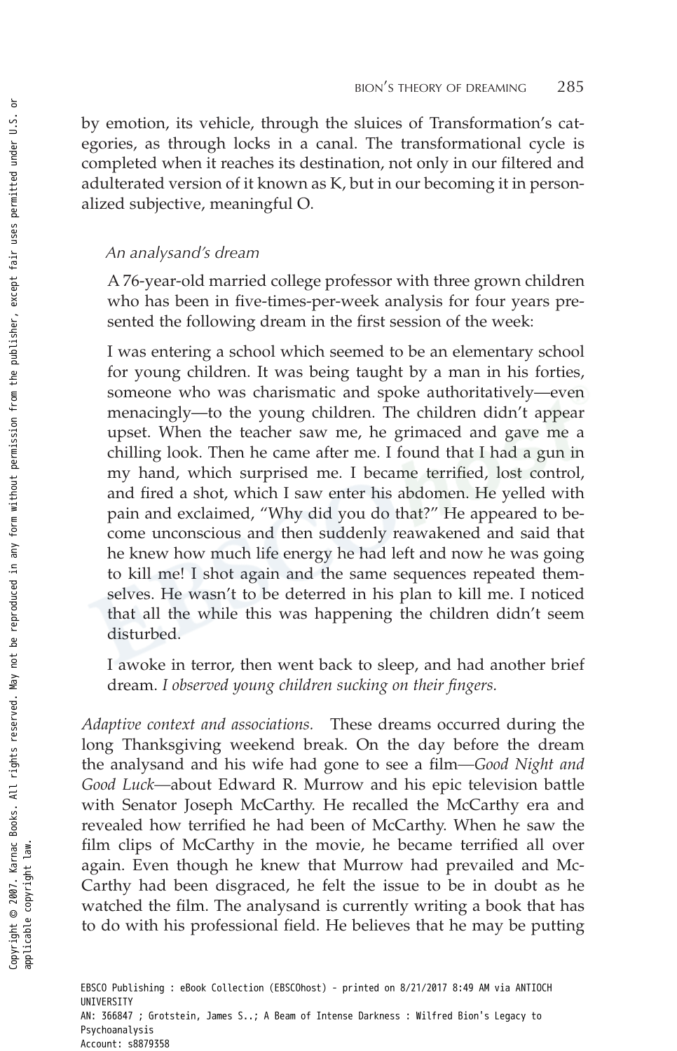by emotion, its vehicle, through the sluices of Transformation's categories, as through locks in a canal. The transformational cycle is completed when it reaches its destination, not only in our filtered and adulterated version of it known as K, but in our becoming it in personalized subjective, meaningful O.

### *An analysand's dream*

> A 76-year-old married college professor with three grown children who has been in five-times-per-week analysis for four years presented the following dream in the first session of the week:
>
> I was entering a school which seemed to be an elementary school for young children. It was being taught by a man in his forties, someone who was charismatic and spoke authoritatively—even menacingly—to the young children. The children didn't appear upset. When the teacher saw me, he grimaced and gave me a chilling look. Then he came after me. I found that I had a gun in my hand, which surprised me. I became terrified, lost control, and fired a shot, which I saw enter his abdomen. He yelled with pain and exclaimed, "Why did you do that?" He appeared to become unconscious and then suddenly reawakened and said that he knew how much life energy he had left and now he was going to kill me! I shot again and the same sequences repeated themselves. He wasn't to be deterred in his plan to kill me. I noticed that all the while this was happening the children didn't seem disturbed.
>
> I awoke in terror, then went back to sleep, and had another brief dream. *I observed young children sucking on their fingers.*

*Adaptive context and associations.* These dreams occurred during the long Thanksgiving weekend break. On the day before the dream the analysand and his wife had gone to see a film—*Good Night and Good Luck*—about Edward R. Murrow and his epic television battle with Senator Joseph McCarthy. He recalled the McCarthy era and revealed how terrified he had been of McCarthy. When he saw the film clips of McCarthy in the movie, he became terrified all over again. Even though he knew that Murrow had prevailed and McCarthy had been disgraced, he felt the issue to be in doubt as he watched the film. The analysand is currently writing a book that has to do with his professional field. He believes that he may be putting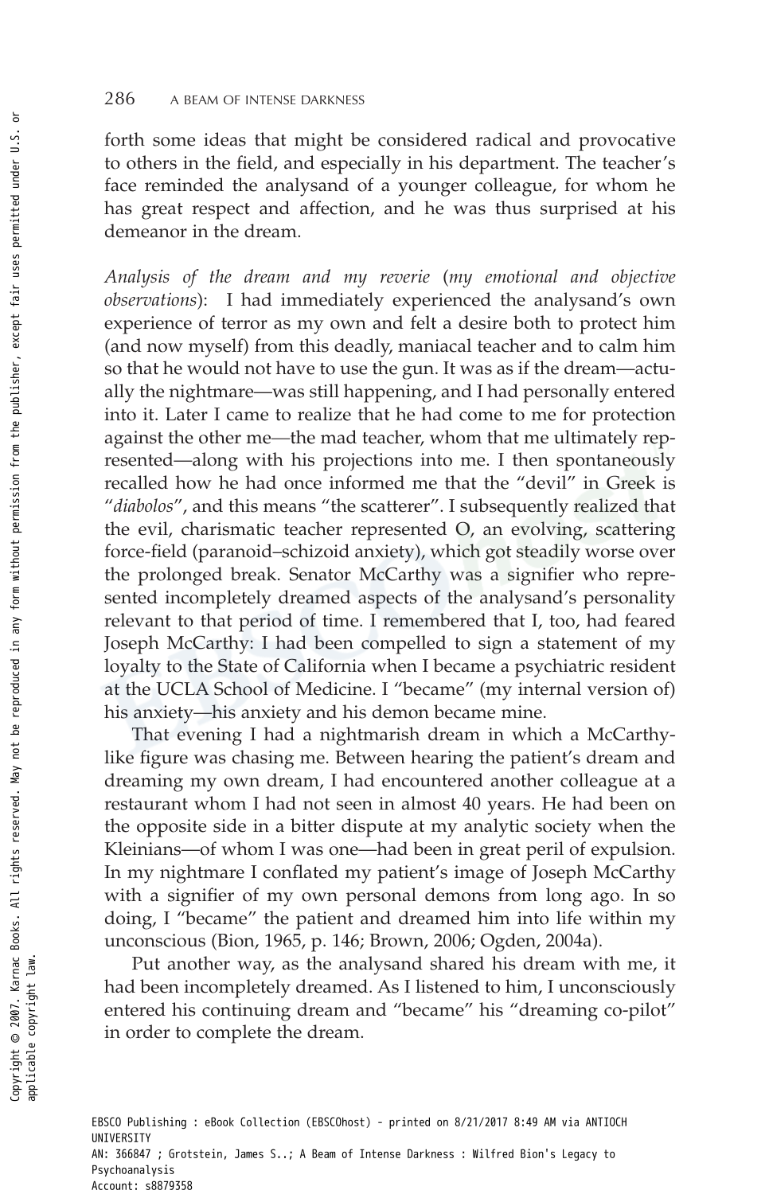forth some ideas that might be considered radical and provocative to others in the field, and especially in his department. The teacher's face reminded the analysand of a younger colleague, for whom he has great respect and affection, and he was thus surprised at his demeanor in the dream.

*Analysis of the dream and my reverie* (*my emotional and objective observations*): I had immediately experienced the analysand's own experience of terror as my own and felt a desire both to protect him (and now myself) from this deadly, maniacal teacher and to calm him so that he would not have to use the gun. It was as if the dream—actually the nightmare—was still happening, and I had personally entered into it. Later I came to realize that he had come to me for protection against the other me—the mad teacher, whom that me ultimately represented—along with his projections into me. I then spontaneously recalled how he had once informed me that the "devil" in Greek is "*diabolos*", and this means "the scatterer". I subsequently realized that the evil, charismatic teacher represented O, an evolving, scattering force-field (paranoid–schizoid anxiety), which got steadily worse over the prolonged break. Senator McCarthy was a signifier who represented incompletely dreamed aspects of the analysand's personality relevant to that period of time. I remembered that I, too, had feared Joseph McCarthy: I had been compelled to sign a statement of my loyalty to the State of California when I became a psychiatric resident at the UCLA School of Medicine. I "became" (my internal version of) his anxiety—his anxiety and his demon became mine.

That evening I had a nightmarish dream in which a McCarthy-like figure was chasing me. Between hearing the patient's dream and dreaming my own dream, I had encountered another colleague at a restaurant whom I had not seen in almost 40 years. He had been on the opposite side in a bitter dispute at my analytic society when the Kleinians—of whom I was one—had been in great peril of expulsion. In my nightmare I conflated my patient's image of Joseph McCarthy with a signifier of my own personal demons from long ago. In so doing, I "became" the patient and dreamed him into life within my unconscious (Bion, 1965, p. 146; Brown, 2006; Ogden, 2004a).

Put another way, as the analysand shared his dream with me, it had been incompletely dreamed. As I listened to him, I unconsciously entered his continuing dream and "became" his "dreaming co-pilot" in order to complete the dream.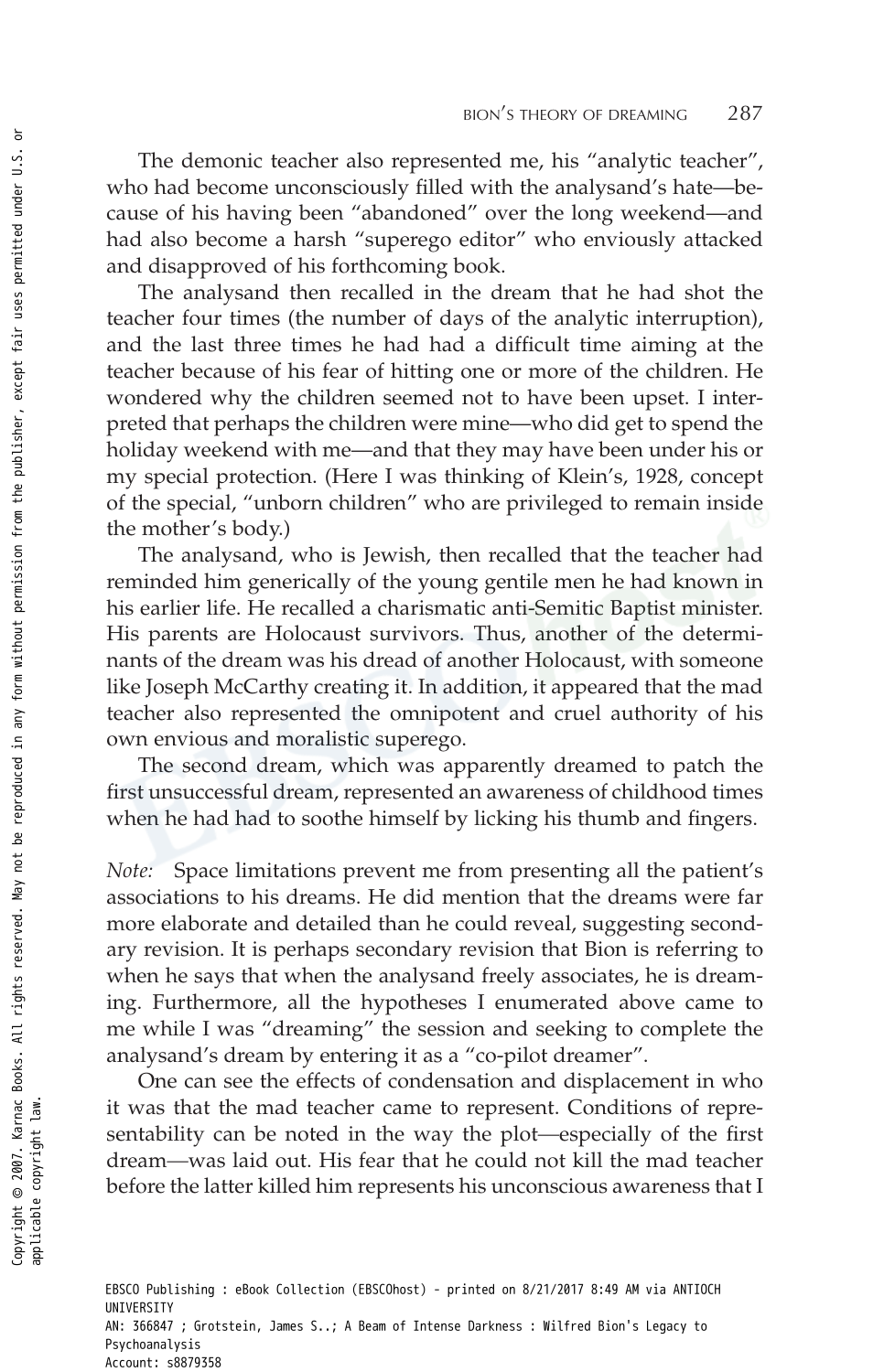The demonic teacher also represented me, his "analytic teacher", who had become unconsciously filled with the analysand's hate—because of his having been "abandoned" over the long weekend—and had also become a harsh "superego editor" who enviously attacked and disapproved of his forthcoming book.

The analysand then recalled in the dream that he had shot the teacher four times (the number of days of the analytic interruption), and the last three times he had had a difficult time aiming at the teacher because of his fear of hitting one or more of the children. He wondered why the children seemed not to have been upset. I interpreted that perhaps the children were mine—who did get to spend the holiday weekend with me—and that they may have been under his or my special protection. (Here I was thinking of Klein's, 1928, concept of the special, "unborn children" who are privileged to remain inside the mother's body.)

The analysand, who is Jewish, then recalled that the teacher had reminded him generically of the young gentile men he had known in his earlier life. He recalled a charismatic anti-Semitic Baptist minister. His parents are Holocaust survivors. Thus, another of the determinants of the dream was his dread of another Holocaust, with someone like Joseph McCarthy creating it. In addition, it appeared that the mad teacher also represented the omnipotent and cruel authority of his own envious and moralistic superego.

The second dream, which was apparently dreamed to patch the first unsuccessful dream, represented an awareness of childhood times when he had had to soothe himself by licking his thumb and fingers.

*Note:* Space limitations prevent me from presenting all the patient's associations to his dreams. He did mention that the dreams were far more elaborate and detailed than he could reveal, suggesting secondary revision. It is perhaps secondary revision that Bion is referring to when he says that when the analysand freely associates, he is dreaming. Furthermore, all the hypotheses I enumerated above came to me while I was "dreaming" the session and seeking to complete the analysand's dream by entering it as a "co-pilot dreamer".

One can see the effects of condensation and displacement in who it was that the mad teacher came to represent. Conditions of representability can be noted in the way the plot—especially of the first dream—was laid out. His fear that he could not kill the mad teacher before the latter killed him represents his unconscious awareness that I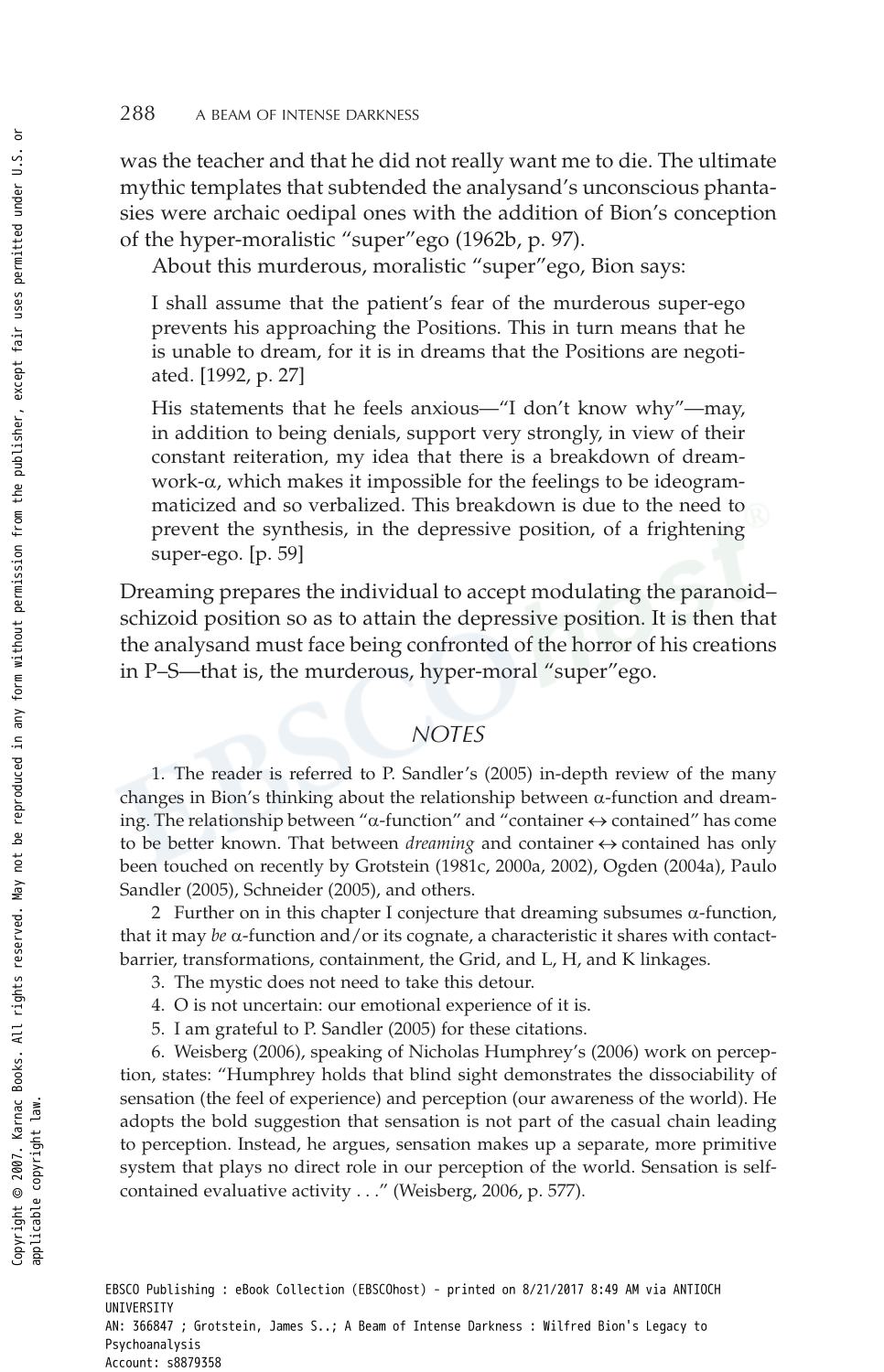was the teacher and that he did not really want me to die. The ultimate mythic templates that subtended the analysand's unconscious phantasies were archaic oedipal ones with the addition of Bion's conception of the hyper-moralistic "super"ego (1962b, p. 97).

About this murderous, moralistic "super"ego, Bion says:

> I shall assume that the patient's fear of the murderous super-ego prevents his approaching the Positions. This in turn means that he is unable to dream, for it is in dreams that the Positions are negotiated. [1992, p. 27]
>
> His statements that he feels anxious—"I don't know why"—may, in addition to being denials, support very strongly, in view of their constant reiteration, my idea that there is a breakdown of dream-work-α, which makes it impossible for the feelings to be ideogrammaticized and so verbalized. This breakdown is due to the need to prevent the synthesis, in the depressive position, of a frightening super-ego. [p. 59]

Dreaming prepares the individual to accept modulating the paranoid–schizoid position so as to attain the depressive position. It is then that the analysand must face being confronted of the horror of his creations in P–S—that is, the murderous, hyper-moral "super"ego.

## NOTES

1. The reader is referred to P. Sandler's (2005) in-depth review of the many changes in Bion's thinking about the relationship between α-function and dreaming. The relationship between "α-function" and "container ↔ contained" has come to be better known. That between *dreaming* and container ↔ contained has only been touched on recently by Grotstein (1981c, 2000a, 2002), Ogden (2004a), Paulo Sandler (2005), Schneider (2005), and others.

2 Further on in this chapter I conjecture that dreaming subsumes α-function, that it may *be* α-function and/or its cognate, a characteristic it shares with contact-barrier, transformations, containment, the Grid, and L, H, and K linkages.

3. The mystic does not need to take this detour.

4. O is not uncertain: our emotional experience of it is.

5. I am grateful to P. Sandler (2005) for these citations.

6. Weisberg (2006), speaking of Nicholas Humphrey's (2006) work on perception, states: "Humphrey holds that blind sight demonstrates the dissociability of sensation (the feel of experience) and perception (our awareness of the world). He adopts the bold suggestion that sensation is not part of the casual chain leading to perception. Instead, he argues, sensation makes up a separate, more primitive system that plays no direct role in our perception of the world. Sensation is self-contained evaluative activity . . ." (Weisberg, 2006, p. 577).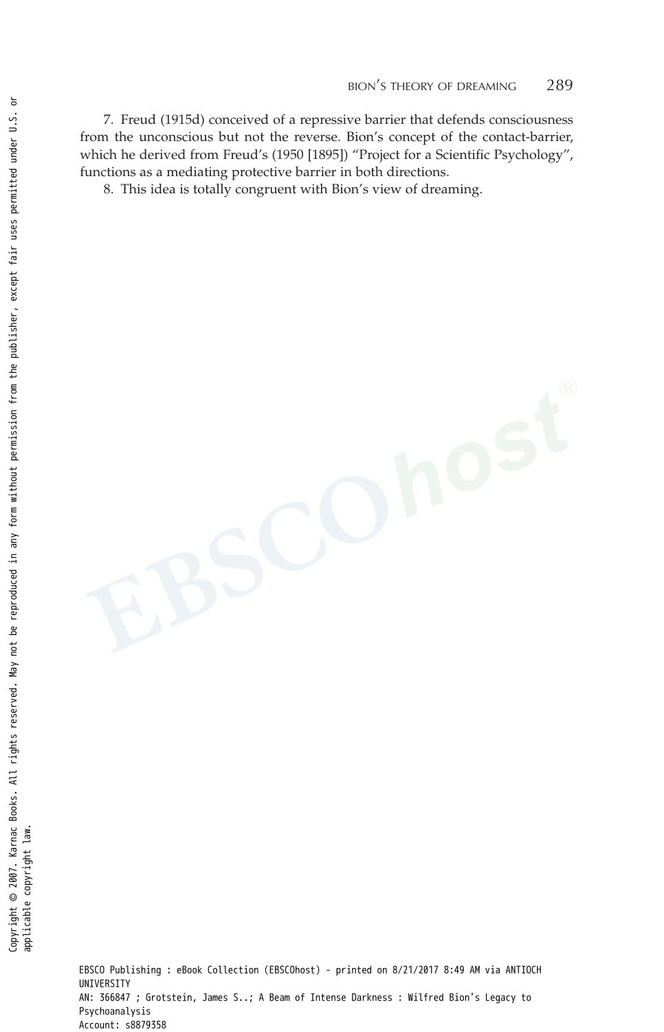7. Freud (1915d) conceived of a repressive barrier that defends consciousness from the unconscious but not the reverse. Bion's concept of the contact-barrier, which he derived from Freud's (1950 [1895]) "Project for a Scientific Psychology", functions as a mediating protective barrier in both directions.

8. This idea is totally congruent with Bion's view of dreaming.